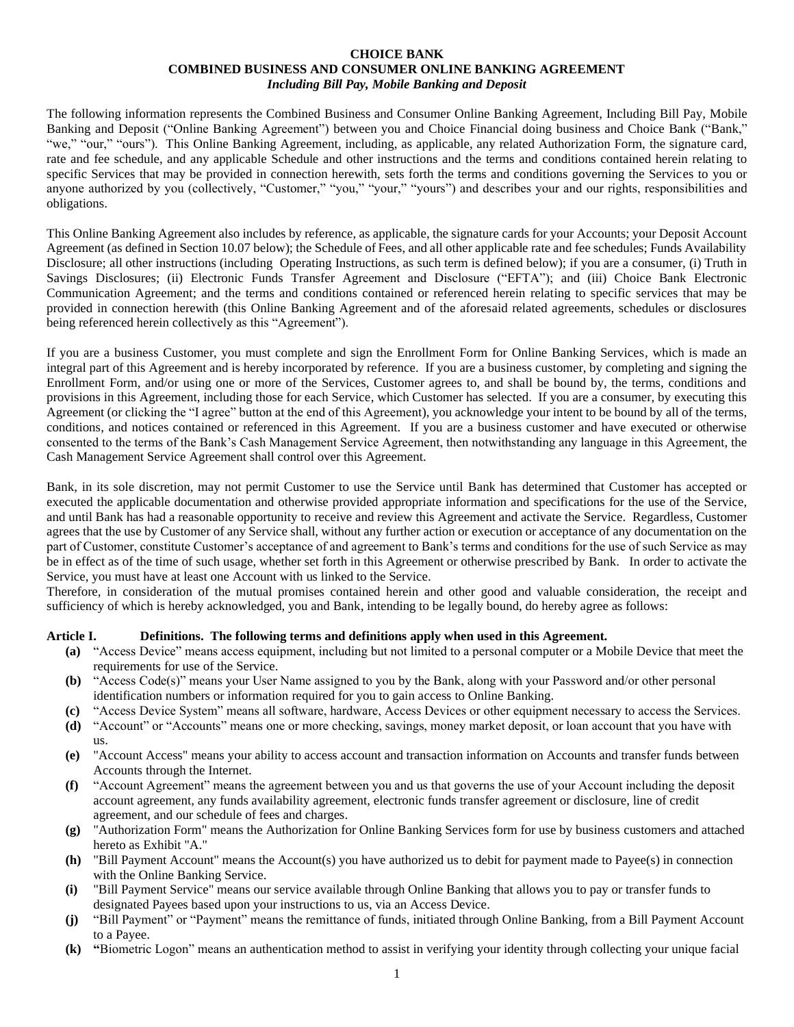# CHOICE BANK
## COMBINED BUSINESS AND CONSUMER ONLINE BANKING AGREEMENT
### *Including Bill Pay, Mobile Banking and Deposit*

The following information represents the Combined Business and Consumer Online Banking Agreement, Including Bill Pay, Mobile Banking and Deposit ("Online Banking Agreement") between you and Choice Financial doing business and Choice Bank ("Bank," "we," "our," "ours"). This Online Banking Agreement, including, as applicable, any related Authorization Form, the signature card, rate and fee schedule, and any applicable Schedule and other instructions and the terms and conditions contained herein relating to specific Services that may be provided in connection herewith, sets forth the terms and conditions governing the Services to you or anyone authorized by you (collectively, "Customer," "you," "your," "yours") and describes your and our rights, responsibilities and obligations.

This Online Banking Agreement also includes by reference, as applicable, the signature cards for your Accounts; your Deposit Account Agreement (as defined in Section 10.07 below); the Schedule of Fees, and all other applicable rate and fee schedules; Funds Availability Disclosure; all other instructions (including Operating Instructions, as such term is defined below); if you are a consumer, (i) Truth in Savings Disclosures; (ii) Electronic Funds Transfer Agreement and Disclosure ("EFTA"); and (iii) Choice Bank Electronic Communication Agreement; and the terms and conditions contained or referenced herein relating to specific services that may be provided in connection herewith (this Online Banking Agreement and of the aforesaid related agreements, schedules or disclosures being referenced herein collectively as this "Agreement").

If you are a business Customer, you must complete and sign the Enrollment Form for Online Banking Services, which is made an integral part of this Agreement and is hereby incorporated by reference. If you are a business customer, by completing and signing the Enrollment Form, and/or using one or more of the Services, Customer agrees to, and shall be bound by, the terms, conditions and provisions in this Agreement, including those for each Service, which Customer has selected. If you are a consumer, by executing this Agreement (or clicking the "I agree" button at the end of this Agreement), you acknowledge your intent to be bound by all of the terms, conditions, and notices contained or referenced in this Agreement. If you are a business customer and have executed or otherwise consented to the terms of the Bank's Cash Management Service Agreement, then notwithstanding any language in this Agreement, the Cash Management Service Agreement shall control over this Agreement.

Bank, in its sole discretion, may not permit Customer to use the Service until Bank has determined that Customer has accepted or executed the applicable documentation and otherwise provided appropriate information and specifications for the use of the Service, and until Bank has had a reasonable opportunity to receive and review this Agreement and activate the Service. Regardless, Customer agrees that the use by Customer of any Service shall, without any further action or execution or acceptance of any documentation on the part of Customer, constitute Customer's acceptance of and agreement to Bank's terms and conditions for the use of such Service as may be in effect as of the time of such usage, whether set forth in this Agreement or otherwise prescribed by Bank. In order to activate the Service, you must have at least one Account with us linked to the Service.

Therefore, in consideration of the mutual promises contained herein and other good and valuable consideration, the receipt and sufficiency of which is hereby acknowledged, you and Bank, intending to be legally bound, do hereby agree as follows:

**Article I. Definitions. The following terms and definitions apply when used in this Agreement.**

- **(a)** "Access Device" means access equipment, including but not limited to a personal computer or a Mobile Device that meet the requirements for use of the Service.
- **(b)** "Access Code(s)" means your User Name assigned to you by the Bank, along with your Password and/or other personal identification numbers or information required for you to gain access to Online Banking.
- **(c)** "Access Device System" means all software, hardware, Access Devices or other equipment necessary to access the Services.
- **(d)** "Account" or "Accounts" means one or more checking, savings, money market deposit, or loan account that you have with us.
- **(e)** "Account Access" means your ability to access account and transaction information on Accounts and transfer funds between Accounts through the Internet.
- **(f)** "Account Agreement" means the agreement between you and us that governs the use of your Account including the deposit account agreement, any funds availability agreement, electronic funds transfer agreement or disclosure, line of credit agreement, and our schedule of fees and charges.
- **(g)** "Authorization Form" means the Authorization for Online Banking Services form for use by business customers and attached hereto as Exhibit "A."
- **(h)** "Bill Payment Account" means the Account(s) you have authorized us to debit for payment made to Payee(s) in connection with the Online Banking Service.
- **(i)** "Bill Payment Service" means our service available through Online Banking that allows you to pay or transfer funds to designated Payees based upon your instructions to us, via an Access Device.
- **(j)** "Bill Payment" or "Payment" means the remittance of funds, initiated through Online Banking, from a Bill Payment Account to a Payee.
- **(k)** "Biometric Logon" means an authentication method to assist in verifying your identity through collecting your unique facial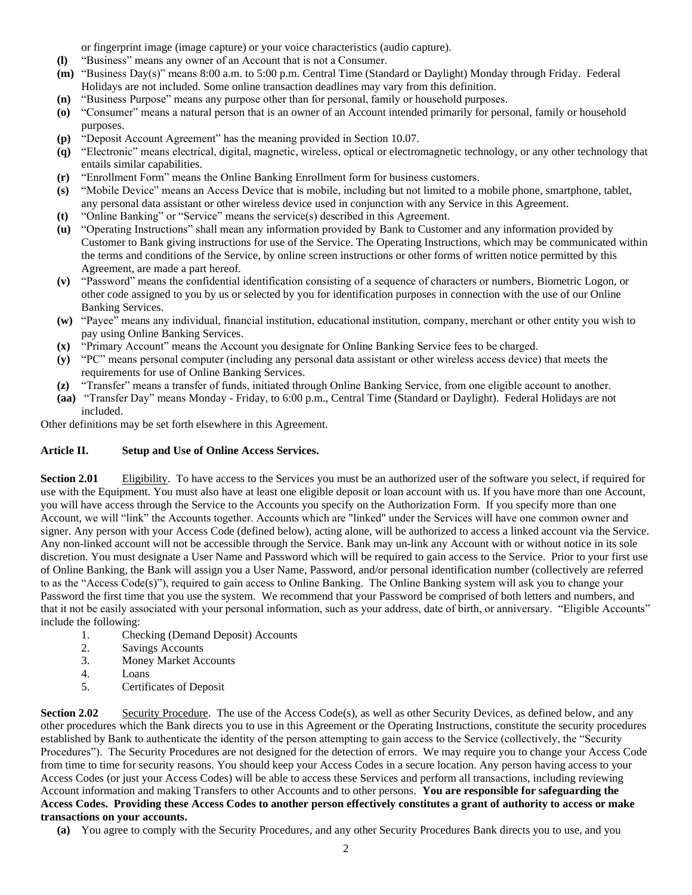or fingerprint image (image capture) or your voice characteristics (audio capture).

- **(l)** "Business" means any owner of an Account that is not a Consumer.
- **(m)** "Business Day(s)" means 8:00 a.m. to 5:00 p.m. Central Time (Standard or Daylight) Monday through Friday. Federal Holidays are not included. Some online transaction deadlines may vary from this definition.
- **(n)** "Business Purpose" means any purpose other than for personal, family or household purposes.
- **(o)** "Consumer" means a natural person that is an owner of an Account intended primarily for personal, family or household purposes.
- **(p)** "Deposit Account Agreement" has the meaning provided in Section 10.07.
- **(q)** "Electronic" means electrical, digital, magnetic, wireless, optical or electromagnetic technology, or any other technology that entails similar capabilities.
- **(r)** "Enrollment Form" means the Online Banking Enrollment form for business customers.
- **(s)** "Mobile Device" means an Access Device that is mobile, including but not limited to a mobile phone, smartphone, tablet, any personal data assistant or other wireless device used in conjunction with any Service in this Agreement.
- **(t)** "Online Banking" or "Service" means the service(s) described in this Agreement.
- **(u)** "Operating Instructions" shall mean any information provided by Bank to Customer and any information provided by Customer to Bank giving instructions for use of the Service. The Operating Instructions, which may be communicated within the terms and conditions of the Service, by online screen instructions or other forms of written notice permitted by this Agreement, are made a part hereof.
- **(v)** "Password" means the confidential identification consisting of a sequence of characters or numbers, Biometric Logon, or other code assigned to you by us or selected by you for identification purposes in connection with the use of our Online Banking Services.
- **(w)** "Payee" means any individual, financial institution, educational institution, company, merchant or other entity you wish to pay using Online Banking Services.
- **(x)** "Primary Account" means the Account you designate for Online Banking Service fees to be charged.
- **(y)** "PC" means personal computer (including any personal data assistant or other wireless access device) that meets the requirements for use of Online Banking Services.
- **(z)** "Transfer" means a transfer of funds, initiated through Online Banking Service, from one eligible account to another.
- **(aa)** "Transfer Day" means Monday - Friday, to 6:00 p.m., Central Time (Standard or Daylight). Federal Holidays are not included.

Other definitions may be set forth elsewhere in this Agreement.

## Article II. Setup and Use of Online Access Services.

**Section 2.01** Eligibility. To have access to the Services you must be an authorized user of the software you select, if required for use with the Equipment. You must also have at least one eligible deposit or loan account with us. If you have more than one Account, you will have access through the Service to the Accounts you specify on the Authorization Form. If you specify more than one Account, we will "link" the Accounts together. Accounts which are "linked" under the Services will have one common owner and signer. Any person with your Access Code (defined below), acting alone, will be authorized to access a linked account via the Service. Any non-linked account will not be accessible through the Service. Bank may un-link any Account with or without notice in its sole discretion. You must designate a User Name and Password which will be required to gain access to the Service. Prior to your first use of Online Banking, the Bank will assign you a User Name, Password, and/or personal identification number (collectively are referred to as the "Access Code(s)"), required to gain access to Online Banking. The Online Banking system will ask you to change your Password the first time that you use the system. We recommend that your Password be comprised of both letters and numbers, and that it not be easily associated with your personal information, such as your address, date of birth, or anniversary. "Eligible Accounts" include the following:

1. Checking (Demand Deposit) Accounts
2. Savings Accounts
3. Money Market Accounts
4. Loans
5. Certificates of Deposit

**Section 2.02** Security Procedure. The use of the Access Code(s), as well as other Security Devices, as defined below, and any other procedures which the Bank directs you to use in this Agreement or the Operating Instructions, constitute the security procedures established by Bank to authenticate the identity of the person attempting to gain access to the Service (collectively, the "Security Procedures"). The Security Procedures are not designed for the detection of errors. We may require you to change your Access Code from time to time for security reasons. You should keep your Access Codes in a secure location. Any person having access to your Access Codes (or just your Access Codes) will be able to access these Services and perform all transactions, including reviewing Account information and making Transfers to other Accounts and to other persons. **You are responsible for safeguarding the Access Codes. Providing these Access Codes to another person effectively constitutes a grant of authority to access or make transactions on your accounts.**

- **(a)** You agree to comply with the Security Procedures, and any other Security Procedures Bank directs you to use, and you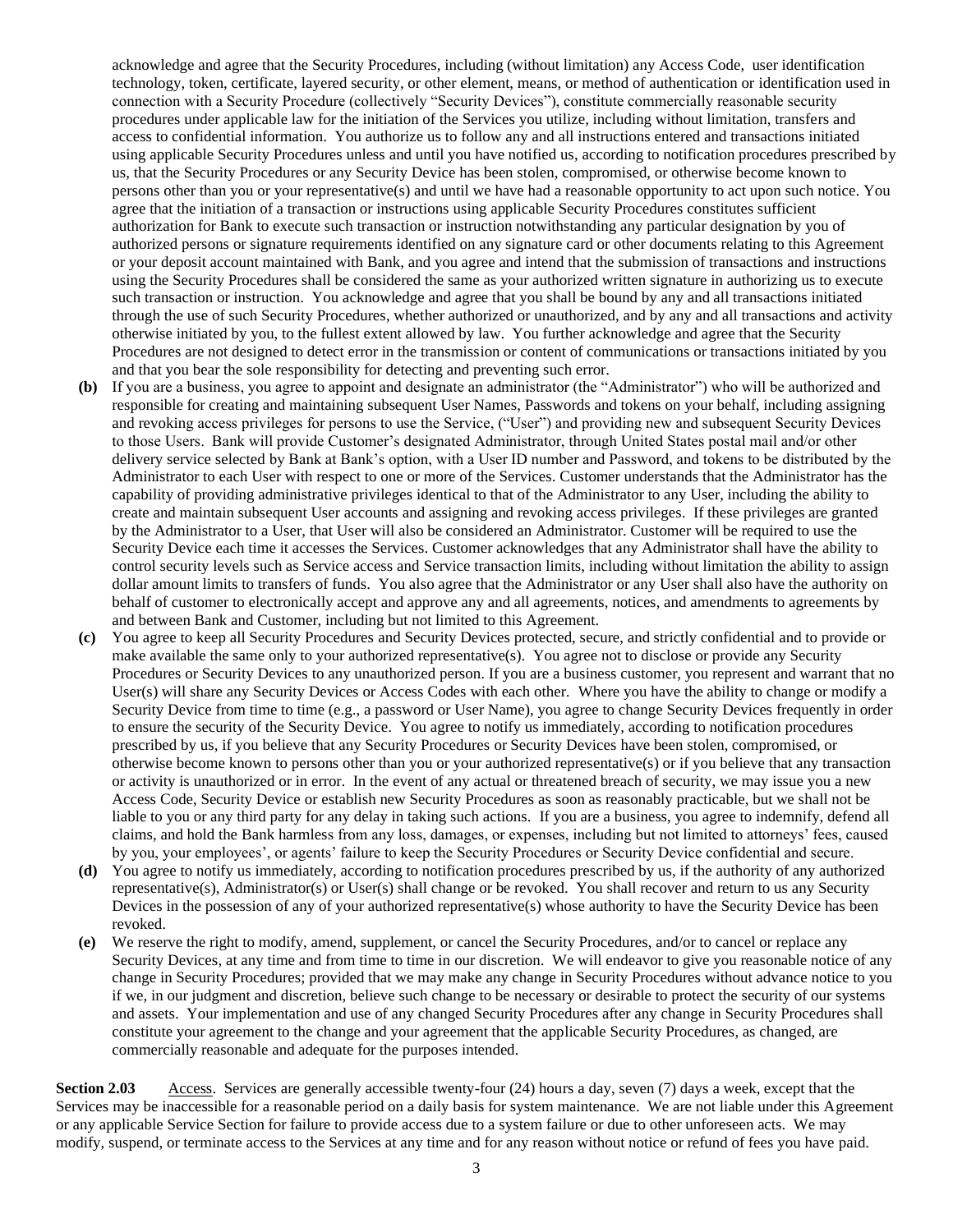acknowledge and agree that the Security Procedures, including (without limitation) any Access Code, user identification technology, token, certificate, layered security, or other element, means, or method of authentication or identification used in connection with a Security Procedure (collectively "Security Devices"), constitute commercially reasonable security procedures under applicable law for the initiation of the Services you utilize, including without limitation, transfers and access to confidential information. You authorize us to follow any and all instructions entered and transactions initiated using applicable Security Procedures unless and until you have notified us, according to notification procedures prescribed by us, that the Security Procedures or any Security Device has been stolen, compromised, or otherwise become known to persons other than you or your representative(s) and until we have had a reasonable opportunity to act upon such notice. You agree that the initiation of a transaction or instructions using applicable Security Procedures constitutes sufficient authorization for Bank to execute such transaction or instruction notwithstanding any particular designation by you of authorized persons or signature requirements identified on any signature card or other documents relating to this Agreement or your deposit account maintained with Bank, and you agree and intend that the submission of transactions and instructions using the Security Procedures shall be considered the same as your authorized written signature in authorizing us to execute such transaction or instruction. You acknowledge and agree that you shall be bound by any and all transactions initiated through the use of such Security Procedures, whether authorized or unauthorized, and by any and all transactions and activity otherwise initiated by you, to the fullest extent allowed by law. You further acknowledge and agree that the Security Procedures are not designed to detect error in the transmission or content of communications or transactions initiated by you and that you bear the sole responsibility for detecting and preventing such error.

**(b)** If you are a business, you agree to appoint and designate an administrator (the "Administrator") who will be authorized and responsible for creating and maintaining subsequent User Names, Passwords and tokens on your behalf, including assigning and revoking access privileges for persons to use the Service, ("User") and providing new and subsequent Security Devices to those Users. Bank will provide Customer's designated Administrator, through United States postal mail and/or other delivery service selected by Bank at Bank's option, with a User ID number and Password, and tokens to be distributed by the Administrator to each User with respect to one or more of the Services. Customer understands that the Administrator has the capability of providing administrative privileges identical to that of the Administrator to any User, including the ability to create and maintain subsequent User accounts and assigning and revoking access privileges. If these privileges are granted by the Administrator to a User, that User will also be considered an Administrator. Customer will be required to use the Security Device each time it accesses the Services. Customer acknowledges that any Administrator shall have the ability to control security levels such as Service access and Service transaction limits, including without limitation the ability to assign dollar amount limits to transfers of funds. You also agree that the Administrator or any User shall also have the authority on behalf of customer to electronically accept and approve any and all agreements, notices, and amendments to agreements by and between Bank and Customer, including but not limited to this Agreement.

**(c)** You agree to keep all Security Procedures and Security Devices protected, secure, and strictly confidential and to provide or make available the same only to your authorized representative(s). You agree not to disclose or provide any Security Procedures or Security Devices to any unauthorized person. If you are a business customer, you represent and warrant that no User(s) will share any Security Devices or Access Codes with each other. Where you have the ability to change or modify a Security Device from time to time (e.g., a password or User Name), you agree to change Security Devices frequently in order to ensure the security of the Security Device. You agree to notify us immediately, according to notification procedures prescribed by us, if you believe that any Security Procedures or Security Devices have been stolen, compromised, or otherwise become known to persons other than you or your authorized representative(s) or if you believe that any transaction or activity is unauthorized or in error. In the event of any actual or threatened breach of security, we may issue you a new Access Code, Security Device or establish new Security Procedures as soon as reasonably practicable, but we shall not be liable to you or any third party for any delay in taking such actions. If you are a business, you agree to indemnify, defend all claims, and hold the Bank harmless from any loss, damages, or expenses, including but not limited to attorneys' fees, caused by you, your employees', or agents' failure to keep the Security Procedures or Security Device confidential and secure.

**(d)** You agree to notify us immediately, according to notification procedures prescribed by us, if the authority of any authorized representative(s), Administrator(s) or User(s) shall change or be revoked. You shall recover and return to us any Security Devices in the possession of any of your authorized representative(s) whose authority to have the Security Device has been revoked.

**(e)** We reserve the right to modify, amend, supplement, or cancel the Security Procedures, and/or to cancel or replace any Security Devices, at any time and from time to time in our discretion. We will endeavor to give you reasonable notice of any change in Security Procedures; provided that we may make any change in Security Procedures without advance notice to you if we, in our judgment and discretion, believe such change to be necessary or desirable to protect the security of our systems and assets. Your implementation and use of any changed Security Procedures after any change in Security Procedures shall constitute your agreement to the change and your agreement that the applicable Security Procedures, as changed, are commercially reasonable and adequate for the purposes intended.

**Section 2.03** Access. Services are generally accessible twenty-four (24) hours a day, seven (7) days a week, except that the Services may be inaccessible for a reasonable period on a daily basis for system maintenance. We are not liable under this Agreement or any applicable Service Section for failure to provide access due to a system failure or due to other unforeseen acts. We may modify, suspend, or terminate access to the Services at any time and for any reason without notice or refund of fees you have paid.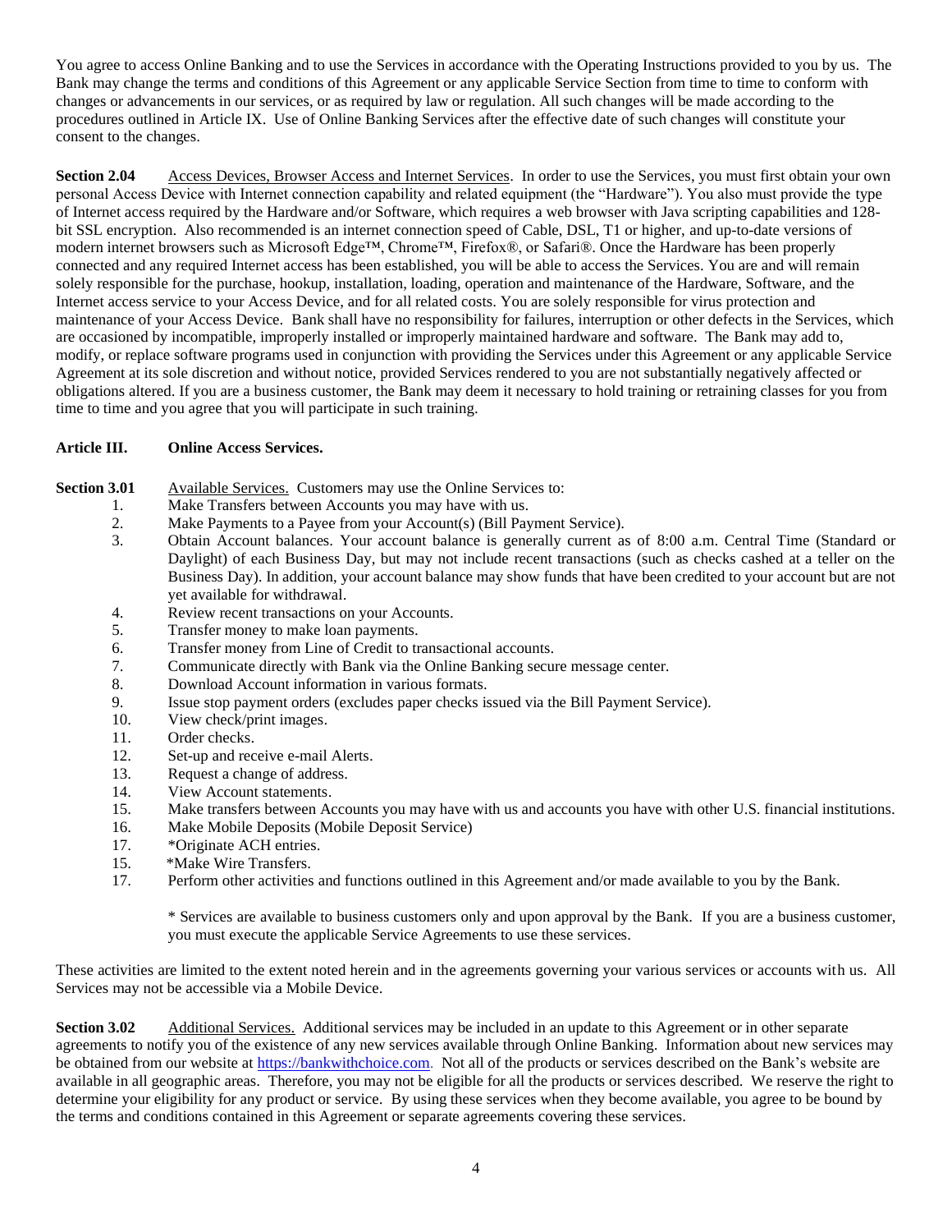You agree to access Online Banking and to use the Services in accordance with the Operating Instructions provided to you by us. The Bank may change the terms and conditions of this Agreement or any applicable Service Section from time to time to conform with changes or advancements in our services, or as required by law or regulation. All such changes will be made according to the procedures outlined in Article IX. Use of Online Banking Services after the effective date of such changes will constitute your consent to the changes.

**Section 2.04** Access Devices, Browser Access and Internet Services. In order to use the Services, you must first obtain your own personal Access Device with Internet connection capability and related equipment (the "Hardware"). You also must provide the type of Internet access required by the Hardware and/or Software, which requires a web browser with Java scripting capabilities and 128-bit SSL encryption. Also recommended is an internet connection speed of Cable, DSL, T1 or higher, and up-to-date versions of modern internet browsers such as Microsoft Edge™, Chrome™, Firefox®, or Safari®. Once the Hardware has been properly connected and any required Internet access has been established, you will be able to access the Services. You are and will remain solely responsible for the purchase, hookup, installation, loading, operation and maintenance of the Hardware, Software, and the Internet access service to your Access Device, and for all related costs. You are solely responsible for virus protection and maintenance of your Access Device. Bank shall have no responsibility for failures, interruption or other defects in the Services, which are occasioned by incompatible, improperly installed or improperly maintained hardware and software. The Bank may add to, modify, or replace software programs used in conjunction with providing the Services under this Agreement or any applicable Service Agreement at its sole discretion and without notice, provided Services rendered to you are not substantially negatively affected or obligations altered. If you are a business customer, the Bank may deem it necessary to hold training or retraining classes for you from time to time and you agree that you will participate in such training.

## Article III. Online Access Services.

**Section 3.01** Available Services. Customers may use the Online Services to:

1. Make Transfers between Accounts you may have with us.
2. Make Payments to a Payee from your Account(s) (Bill Payment Service).
3. Obtain Account balances. Your account balance is generally current as of 8:00 a.m. Central Time (Standard or Daylight) of each Business Day, but may not include recent transactions (such as checks cashed at a teller on the Business Day). In addition, your account balance may show funds that have been credited to your account but are not yet available for withdrawal.
4. Review recent transactions on your Accounts.
5. Transfer money to make loan payments.
6. Transfer money from Line of Credit to transactional accounts.
7. Communicate directly with Bank via the Online Banking secure message center.
8. Download Account information in various formats.
9. Issue stop payment orders (excludes paper checks issued via the Bill Payment Service).
10. View check/print images.
11. Order checks.
12. Set-up and receive e-mail Alerts.
13. Request a change of address.
14. View Account statements.
15. Make transfers between Accounts you may have with us and accounts you have with other U.S. financial institutions.
16. Make Mobile Deposits (Mobile Deposit Service)
17. *Originate ACH entries.

15. *Make Wire Transfers.

17. Perform other activities and functions outlined in this Agreement and/or made available to you by the Bank.

\* Services are available to business customers only and upon approval by the Bank. If you are a business customer, you must execute the applicable Service Agreements to use these services.

These activities are limited to the extent noted herein and in the agreements governing your various services or accounts with us. All Services may not be accessible via a Mobile Device.

**Section 3.02** Additional Services. Additional services may be included in an update to this Agreement or in other separate agreements to notify you of the existence of any new services available through Online Banking. Information about new services may be obtained from our website at https://bankwithchoice.com. Not all of the products or services described on the Bank's website are available in all geographic areas. Therefore, you may not be eligible for all the products or services described. We reserve the right to determine your eligibility for any product or service. By using these services when they become available, you agree to be bound by the terms and conditions contained in this Agreement or separate agreements covering these services.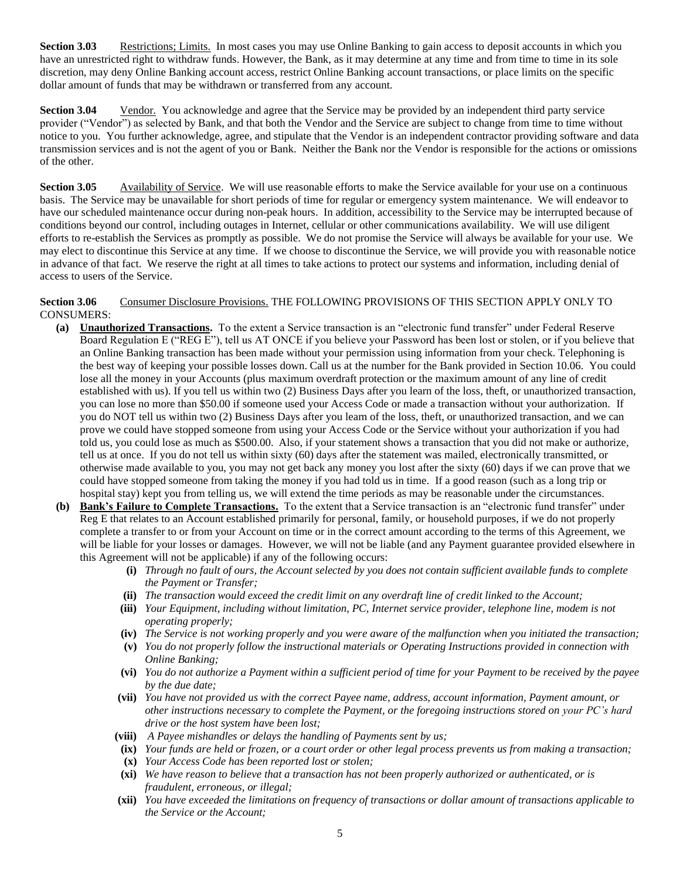**Section 3.03** Restrictions; Limits. In most cases you may use Online Banking to gain access to deposit accounts in which you have an unrestricted right to withdraw funds. However, the Bank, as it may determine at any time and from time to time in its sole discretion, may deny Online Banking account access, restrict Online Banking account transactions, or place limits on the specific dollar amount of funds that may be withdrawn or transferred from any account.

**Section 3.04** Vendor. You acknowledge and agree that the Service may be provided by an independent third party service provider ("Vendor") as selected by Bank, and that both the Vendor and the Service are subject to change from time to time without notice to you. You further acknowledge, agree, and stipulate that the Vendor is an independent contractor providing software and data transmission services and is not the agent of you or Bank. Neither the Bank nor the Vendor is responsible for the actions or omissions of the other.

**Section 3.05** Availability of Service. We will use reasonable efforts to make the Service available for your use on a continuous basis. The Service may be unavailable for short periods of time for regular or emergency system maintenance. We will endeavor to have our scheduled maintenance occur during non-peak hours. In addition, accessibility to the Service may be interrupted because of conditions beyond our control, including outages in Internet, cellular or other communications availability. We will use diligent efforts to re-establish the Services as promptly as possible. We do not promise the Service will always be available for your use. We may elect to discontinue this Service at any time. If we choose to discontinue the Service, we will provide you with reasonable notice in advance of that fact. We reserve the right at all times to take actions to protect our systems and information, including denial of access to users of the Service.

**Section 3.06** Consumer Disclosure Provisions. THE FOLLOWING PROVISIONS OF THIS SECTION APPLY ONLY TO CONSUMERS:

- **(a) Unauthorized Transactions.** To the extent a Service transaction is an "electronic fund transfer" under Federal Reserve Board Regulation E ("REG E"), tell us AT ONCE if you believe your Password has been lost or stolen, or if you believe that an Online Banking transaction has been made without your permission using information from your check. Telephoning is the best way of keeping your possible losses down. Call us at the number for the Bank provided in Section 10.06. You could lose all the money in your Accounts (plus maximum overdraft protection or the maximum amount of any line of credit established with us). If you tell us within two (2) Business Days after you learn of the loss, theft, or unauthorized transaction, you can lose no more than $50.00 if someone used your Access Code or made a transaction without your authorization. If you do NOT tell us within two (2) Business Days after you learn of the loss, theft, or unauthorized transaction, and we can prove we could have stopped someone from using your Access Code or the Service without your authorization if you had told us, you could lose as much as $500.00. Also, if your statement shows a transaction that you did not make or authorize, tell us at once. If you do not tell us within sixty (60) days after the statement was mailed, electronically transmitted, or otherwise made available to you, you may not get back any money you lost after the sixty (60) days if we can prove that we could have stopped someone from taking the money if you had told us in time. If a good reason (such as a long trip or hospital stay) kept you from telling us, we will extend the time periods as may be reasonable under the circumstances.
- **(b) Bank's Failure to Complete Transactions.** To the extent that a Service transaction is an "electronic fund transfer" under Reg E that relates to an Account established primarily for personal, family, or household purposes, if we do not properly complete a transfer to or from your Account on time or in the correct amount according to the terms of this Agreement, we will be liable for your losses or damages. However, we will not be liable (and any Payment guarantee provided elsewhere in this Agreement will not be applicable) if any of the following occurs:
  - **(i)** *Through no fault of ours, the Account selected by you does not contain sufficient available funds to complete the Payment or Transfer;*
  - **(ii)** *The transaction would exceed the credit limit on any overdraft line of credit linked to the Account;*
  - **(iii)** *Your Equipment, including without limitation, PC, Internet service provider, telephone line, modem is not operating properly;*
  - **(iv)** *The Service is not working properly and you were aware of the malfunction when you initiated the transaction;*
  - **(v)** *You do not properly follow the instructional materials or Operating Instructions provided in connection with Online Banking;*
  - **(vi)** *You do not authorize a Payment within a sufficient period of time for your Payment to be received by the payee by the due date;*
  - **(vii)** *You have not provided us with the correct Payee name, address, account information, Payment amount, or other instructions necessary to complete the Payment, or the foregoing instructions stored on your PC's hard drive or the host system have been lost;*
  - **(viii)** *A Payee mishandles or delays the handling of Payments sent by us;*
  - **(ix)** *Your funds are held or frozen, or a court order or other legal process prevents us from making a transaction;*
  - **(x)** *Your Access Code has been reported lost or stolen;*
  - **(xi)** *We have reason to believe that a transaction has not been properly authorized or authenticated, or is fraudulent, erroneous, or illegal;*
  - **(xii)** *You have exceeded the limitations on frequency of transactions or dollar amount of transactions applicable to the Service or the Account;*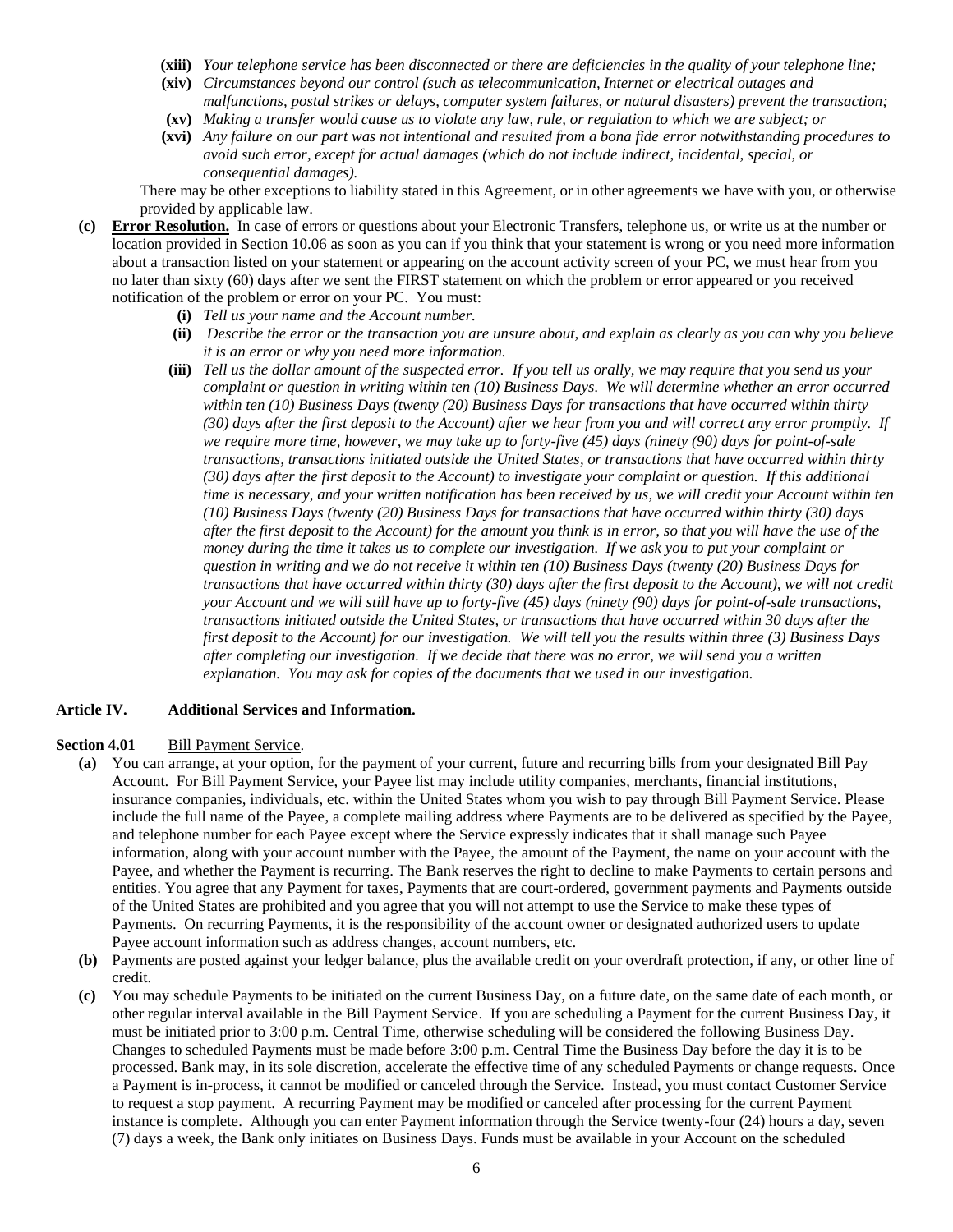- **(xiii)** *Your telephone service has been disconnected or there are deficiencies in the quality of your telephone line;*
- **(xiv)** *Circumstances beyond our control (such as telecommunication, Internet or electrical outages and malfunctions, postal strikes or delays, computer system failures, or natural disasters) prevent the transaction;*
- **(xv)** *Making a transfer would cause us to violate any law, rule, or regulation to which we are subject; or*
- **(xvi)** *Any failure on our part was not intentional and resulted from a bona fide error notwithstanding procedures to avoid such error, except for actual damages (which do not include indirect, incidental, special, or consequential damages).*

There may be other exceptions to liability stated in this Agreement, or in other agreements we have with you, or otherwise provided by applicable law.

**(c)** **Error Resolution.** In case of errors or questions about your Electronic Transfers, telephone us, or write us at the number or location provided in Section 10.06 as soon as you can if you think that your statement is wrong or you need more information about a transaction listed on your statement or appearing on the account activity screen of your PC, we must hear from you no later than sixty (60) days after we sent the FIRST statement on which the problem or error appeared or you received notification of the problem or error on your PC. You must:

- **(i)** *Tell us your name and the Account number.*
- **(ii)** *Describe the error or the transaction you are unsure about, and explain as clearly as you can why you believe it is an error or why you need more information.*
- **(iii)** *Tell us the dollar amount of the suspected error. If you tell us orally, we may require that you send us your complaint or question in writing within ten (10) Business Days. We will determine whether an error occurred within ten (10) Business Days (twenty (20) Business Days for transactions that have occurred within thirty (30) days after the first deposit to the Account) after we hear from you and will correct any error promptly. If we require more time, however, we may take up to forty-five (45) days (ninety (90) days for point-of-sale transactions, transactions initiated outside the United States, or transactions that have occurred within thirty (30) days after the first deposit to the Account) to investigate your complaint or question. If this additional time is necessary, and your written notification has been received by us, we will credit your Account within ten (10) Business Days (twenty (20) Business Days for transactions that have occurred within thirty (30) days after the first deposit to the Account) for the amount you think is in error, so that you will have the use of the money during the time it takes us to complete our investigation. If we ask you to put your complaint or question in writing and we do not receive it within ten (10) Business Days (twenty (20) Business Days for transactions that have occurred within thirty (30) days after the first deposit to the Account), we will not credit your Account and we will still have up to forty-five (45) days (ninety (90) days for point-of-sale transactions, transactions initiated outside the United States, or transactions that have occurred within 30 days after the first deposit to the Account) for our investigation. We will tell you the results within three (3) Business Days after completing our investigation. If we decide that there was no error, we will send you a written explanation. You may ask for copies of the documents that we used in our investigation.*

## Article IV. Additional Services and Information.

**Section 4.01** Bill Payment Service.

**(a)** You can arrange, at your option, for the payment of your current, future and recurring bills from your designated Bill Pay Account. For Bill Payment Service, your Payee list may include utility companies, merchants, financial institutions, insurance companies, individuals, etc. within the United States whom you wish to pay through Bill Payment Service. Please include the full name of the Payee, a complete mailing address where Payments are to be delivered as specified by the Payee, and telephone number for each Payee except where the Service expressly indicates that it shall manage such Payee information, along with your account number with the Payee, the amount of the Payment, the name on your account with the Payee, and whether the Payment is recurring. The Bank reserves the right to decline to make Payments to certain persons and entities. You agree that any Payment for taxes, Payments that are court-ordered, government payments and Payments outside of the United States are prohibited and you agree that you will not attempt to use the Service to make these types of Payments. On recurring Payments, it is the responsibility of the account owner or designated authorized users to update Payee account information such as address changes, account numbers, etc.

**(b)** Payments are posted against your ledger balance, plus the available credit on your overdraft protection, if any, or other line of credit.

**(c)** You may schedule Payments to be initiated on the current Business Day, on a future date, on the same date of each month, or other regular interval available in the Bill Payment Service. If you are scheduling a Payment for the current Business Day, it must be initiated prior to 3:00 p.m. Central Time, otherwise scheduling will be considered the following Business Day. Changes to scheduled Payments must be made before 3:00 p.m. Central Time the Business Day before the day it is to be processed. Bank may, in its sole discretion, accelerate the effective time of any scheduled Payments or change requests. Once a Payment is in-process, it cannot be modified or canceled through the Service. Instead, you must contact Customer Service to request a stop payment. A recurring Payment may be modified or canceled after processing for the current Payment instance is complete. Although you can enter Payment information through the Service twenty-four (24) hours a day, seven (7) days a week, the Bank only initiates on Business Days. Funds must be available in your Account on the scheduled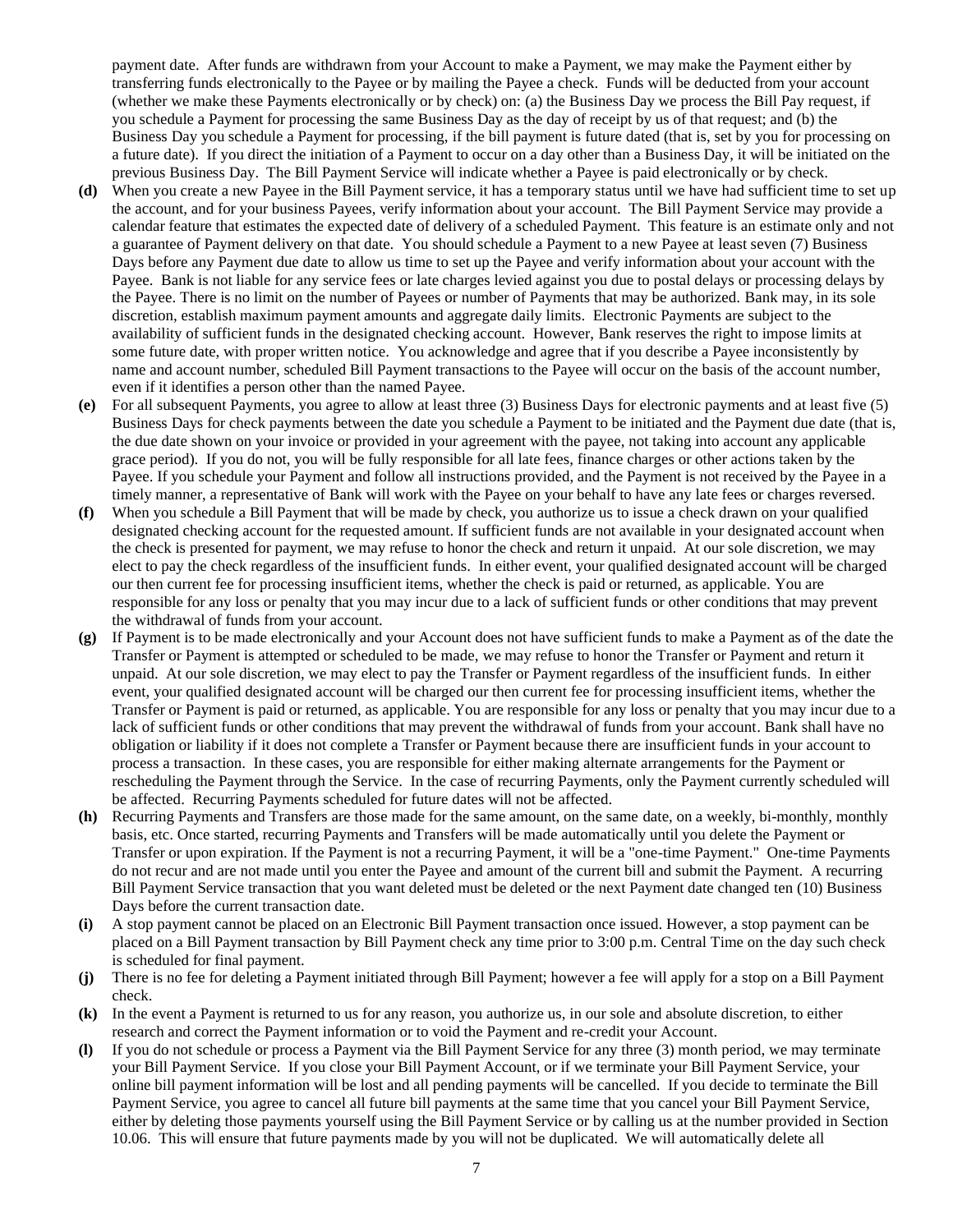payment date. After funds are withdrawn from your Account to make a Payment, we may make the Payment either by transferring funds electronically to the Payee or by mailing the Payee a check. Funds will be deducted from your account (whether we make these Payments electronically or by check) on: (a) the Business Day we process the Bill Pay request, if you schedule a Payment for processing the same Business Day as the day of receipt by us of that request; and (b) the Business Day you schedule a Payment for processing, if the bill payment is future dated (that is, set by you for processing on a future date). If you direct the initiation of a Payment to occur on a day other than a Business Day, it will be initiated on the previous Business Day. The Bill Payment Service will indicate whether a Payee is paid electronically or by check.

**(d)** When you create a new Payee in the Bill Payment service, it has a temporary status until we have had sufficient time to set up the account, and for your business Payees, verify information about your account. The Bill Payment Service may provide a calendar feature that estimates the expected date of delivery of a scheduled Payment. This feature is an estimate only and not a guarantee of Payment delivery on that date. You should schedule a Payment to a new Payee at least seven (7) Business Days before any Payment due date to allow us time to set up the Payee and verify information about your account with the Payee. Bank is not liable for any service fees or late charges levied against you due to postal delays or processing delays by the Payee. There is no limit on the number of Payees or number of Payments that may be authorized. Bank may, in its sole discretion, establish maximum payment amounts and aggregate daily limits. Electronic Payments are subject to the availability of sufficient funds in the designated checking account. However, Bank reserves the right to impose limits at some future date, with proper written notice. You acknowledge and agree that if you describe a Payee inconsistently by name and account number, scheduled Bill Payment transactions to the Payee will occur on the basis of the account number, even if it identifies a person other than the named Payee.

**(e)** For all subsequent Payments, you agree to allow at least three (3) Business Days for electronic payments and at least five (5) Business Days for check payments between the date you schedule a Payment to be initiated and the Payment due date (that is, the due date shown on your invoice or provided in your agreement with the payee, not taking into account any applicable grace period). If you do not, you will be fully responsible for all late fees, finance charges or other actions taken by the Payee. If you schedule your Payment and follow all instructions provided, and the Payment is not received by the Payee in a timely manner, a representative of Bank will work with the Payee on your behalf to have any late fees or charges reversed.

**(f)** When you schedule a Bill Payment that will be made by check, you authorize us to issue a check drawn on your qualified designated checking account for the requested amount. If sufficient funds are not available in your designated account when the check is presented for payment, we may refuse to honor the check and return it unpaid. At our sole discretion, we may elect to pay the check regardless of the insufficient funds. In either event, your qualified designated account will be charged our then current fee for processing insufficient items, whether the check is paid or returned, as applicable. You are responsible for any loss or penalty that you may incur due to a lack of sufficient funds or other conditions that may prevent the withdrawal of funds from your account.

**(g)** If Payment is to be made electronically and your Account does not have sufficient funds to make a Payment as of the date the Transfer or Payment is attempted or scheduled to be made, we may refuse to honor the Transfer or Payment and return it unpaid. At our sole discretion, we may elect to pay the Transfer or Payment regardless of the insufficient funds. In either event, your qualified designated account will be charged our then current fee for processing insufficient items, whether the Transfer or Payment is paid or returned, as applicable. You are responsible for any loss or penalty that you may incur due to a lack of sufficient funds or other conditions that may prevent the withdrawal of funds from your account. Bank shall have no obligation or liability if it does not complete a Transfer or Payment because there are insufficient funds in your account to process a transaction. In these cases, you are responsible for either making alternate arrangements for the Payment or rescheduling the Payment through the Service. In the case of recurring Payments, only the Payment currently scheduled will be affected. Recurring Payments scheduled for future dates will not be affected.

**(h)** Recurring Payments and Transfers are those made for the same amount, on the same date, on a weekly, bi-monthly, monthly basis, etc. Once started, recurring Payments and Transfers will be made automatically until you delete the Payment or Transfer or upon expiration. If the Payment is not a recurring Payment, it will be a "one-time Payment." One-time Payments do not recur and are not made until you enter the Payee and amount of the current bill and submit the Payment. A recurring Bill Payment Service transaction that you want deleted must be deleted or the next Payment date changed ten (10) Business Days before the current transaction date.

**(i)** A stop payment cannot be placed on an Electronic Bill Payment transaction once issued. However, a stop payment can be placed on a Bill Payment transaction by Bill Payment check any time prior to 3:00 p.m. Central Time on the day such check is scheduled for final payment.

**(j)** There is no fee for deleting a Payment initiated through Bill Payment; however a fee will apply for a stop on a Bill Payment check.

**(k)** In the event a Payment is returned to us for any reason, you authorize us, in our sole and absolute discretion, to either research and correct the Payment information or to void the Payment and re-credit your Account.

**(l)** If you do not schedule or process a Payment via the Bill Payment Service for any three (3) month period, we may terminate your Bill Payment Service. If you close your Bill Payment Account, or if we terminate your Bill Payment Service, your online bill payment information will be lost and all pending payments will be cancelled. If you decide to terminate the Bill Payment Service, you agree to cancel all future bill payments at the same time that you cancel your Bill Payment Service, either by deleting those payments yourself using the Bill Payment Service or by calling us at the number provided in Section 10.06. This will ensure that future payments made by you will not be duplicated. We will automatically delete all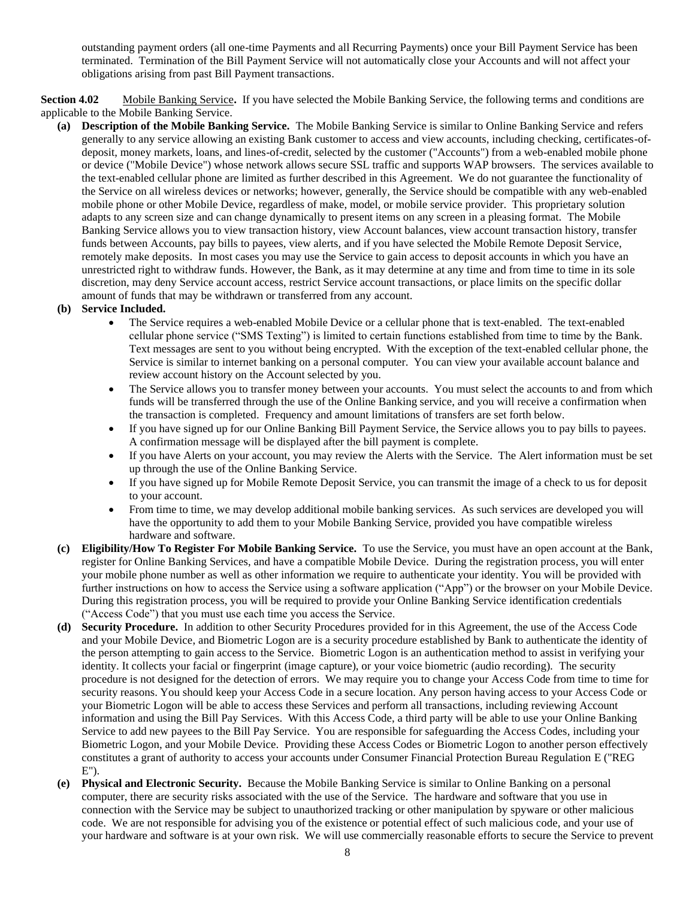outstanding payment orders (all one-time Payments and all Recurring Payments) once your Bill Payment Service has been terminated. Termination of the Bill Payment Service will not automatically close your Accounts and will not affect your obligations arising from past Bill Payment transactions.

**Section 4.02** Mobile Banking Service**.** If you have selected the Mobile Banking Service, the following terms and conditions are applicable to the Mobile Banking Service.

**(a) Description of the Mobile Banking Service.** The Mobile Banking Service is similar to Online Banking Service and refers generally to any service allowing an existing Bank customer to access and view accounts, including checking, certificates-of-deposit, money markets, loans, and lines-of-credit, selected by the customer ("Accounts") from a web-enabled mobile phone or device ("Mobile Device") whose network allows secure SSL traffic and supports WAP browsers. The services available to the text-enabled cellular phone are limited as further described in this Agreement. We do not guarantee the functionality of the Service on all wireless devices or networks; however, generally, the Service should be compatible with any web-enabled mobile phone or other Mobile Device, regardless of make, model, or mobile service provider. This proprietary solution adapts to any screen size and can change dynamically to present items on any screen in a pleasing format. The Mobile Banking Service allows you to view transaction history, view Account balances, view account transaction history, transfer funds between Accounts, pay bills to payees, view alerts, and if you have selected the Mobile Remote Deposit Service, remotely make deposits. In most cases you may use the Service to gain access to deposit accounts in which you have an unrestricted right to withdraw funds. However, the Bank, as it may determine at any time and from time to time in its sole discretion, may deny Service account access, restrict Service account transactions, or place limits on the specific dollar amount of funds that may be withdrawn or transferred from any account.

**(b) Service Included.**

- The Service requires a web-enabled Mobile Device or a cellular phone that is text-enabled. The text-enabled cellular phone service ("SMS Texting") is limited to certain functions established from time to time by the Bank. Text messages are sent to you without being encrypted. With the exception of the text-enabled cellular phone, the Service is similar to internet banking on a personal computer. You can view your available account balance and review account history on the Account selected by you.
- The Service allows you to transfer money between your accounts. You must select the accounts to and from which funds will be transferred through the use of the Online Banking service, and you will receive a confirmation when the transaction is completed. Frequency and amount limitations of transfers are set forth below.
- If you have signed up for our Online Banking Bill Payment Service, the Service allows you to pay bills to payees. A confirmation message will be displayed after the bill payment is complete.
- If you have Alerts on your account, you may review the Alerts with the Service. The Alert information must be set up through the use of the Online Banking Service.
- If you have signed up for Mobile Remote Deposit Service, you can transmit the image of a check to us for deposit to your account.
- From time to time, we may develop additional mobile banking services. As such services are developed you will have the opportunity to add them to your Mobile Banking Service, provided you have compatible wireless hardware and software.

**(c) Eligibility/How To Register For Mobile Banking Service.** To use the Service, you must have an open account at the Bank, register for Online Banking Services, and have a compatible Mobile Device. During the registration process, you will enter your mobile phone number as well as other information we require to authenticate your identity. You will be provided with further instructions on how to access the Service using a software application ("App") or the browser on your Mobile Device. During this registration process, you will be required to provide your Online Banking Service identification credentials ("Access Code") that you must use each time you access the Service.

**(d) Security Procedure.** In addition to other Security Procedures provided for in this Agreement, the use of the Access Code and your Mobile Device, and Biometric Logon are is a security procedure established by Bank to authenticate the identity of the person attempting to gain access to the Service. Biometric Logon is an authentication method to assist in verifying your identity. It collects your facial or fingerprint (image capture), or your voice biometric (audio recording). The security procedure is not designed for the detection of errors. We may require you to change your Access Code from time to time for security reasons. You should keep your Access Code in a secure location. Any person having access to your Access Code or your Biometric Logon will be able to access these Services and perform all transactions, including reviewing Account information and using the Bill Pay Services. With this Access Code, a third party will be able to use your Online Banking Service to add new payees to the Bill Pay Service. You are responsible for safeguarding the Access Codes, including your Biometric Logon, and your Mobile Device. Providing these Access Codes or Biometric Logon to another person effectively constitutes a grant of authority to access your accounts under Consumer Financial Protection Bureau Regulation E ("REG E").

**(e) Physical and Electronic Security.** Because the Mobile Banking Service is similar to Online Banking on a personal computer, there are security risks associated with the use of the Service. The hardware and software that you use in connection with the Service may be subject to unauthorized tracking or other manipulation by spyware or other malicious code. We are not responsible for advising you of the existence or potential effect of such malicious code, and your use of your hardware and software is at your own risk. We will use commercially reasonable efforts to secure the Service to prevent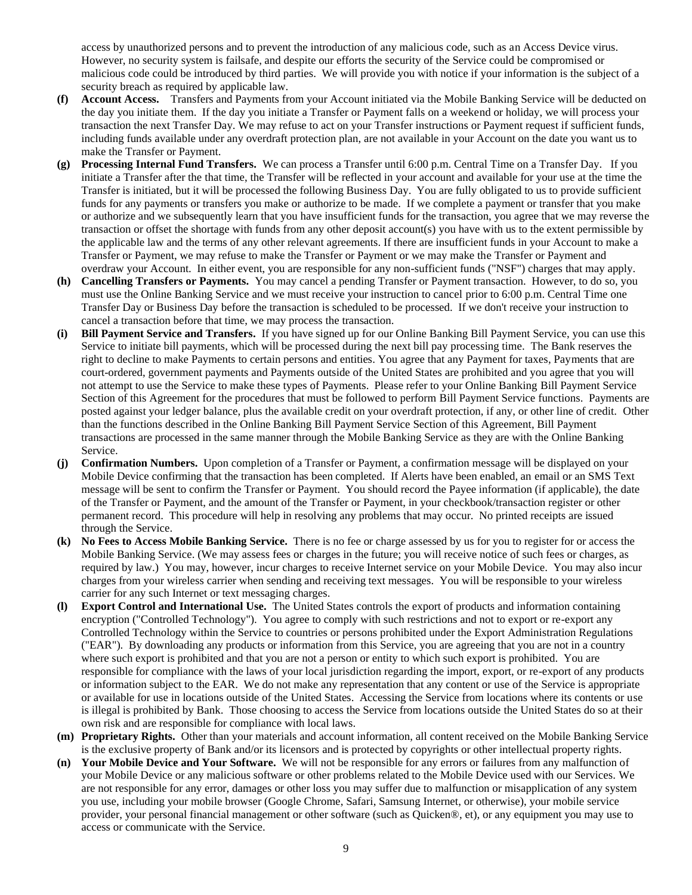access by unauthorized persons and to prevent the introduction of any malicious code, such as an Access Device virus. However, no security system is failsafe, and despite our efforts the security of the Service could be compromised or malicious code could be introduced by third parties. We will provide you with notice if your information is the subject of a security breach as required by applicable law.

**(f) Account Access.** Transfers and Payments from your Account initiated via the Mobile Banking Service will be deducted on the day you initiate them. If the day you initiate a Transfer or Payment falls on a weekend or holiday, we will process your transaction the next Transfer Day. We may refuse to act on your Transfer instructions or Payment request if sufficient funds, including funds available under any overdraft protection plan, are not available in your Account on the date you want us to make the Transfer or Payment.

**(g) Processing Internal Fund Transfers.** We can process a Transfer until 6:00 p.m. Central Time on a Transfer Day. If you initiate a Transfer after the that time, the Transfer will be reflected in your account and available for your use at the time the Transfer is initiated, but it will be processed the following Business Day. You are fully obligated to us to provide sufficient funds for any payments or transfers you make or authorize to be made. If we complete a payment or transfer that you make or authorize and we subsequently learn that you have insufficient funds for the transaction, you agree that we may reverse the transaction or offset the shortage with funds from any other deposit account(s) you have with us to the extent permissible by the applicable law and the terms of any other relevant agreements. If there are insufficient funds in your Account to make a Transfer or Payment, we may refuse to make the Transfer or Payment or we may make the Transfer or Payment and overdraw your Account. In either event, you are responsible for any non-sufficient funds ("NSF") charges that may apply.

**(h) Cancelling Transfers or Payments.** You may cancel a pending Transfer or Payment transaction. However, to do so, you must use the Online Banking Service and we must receive your instruction to cancel prior to 6:00 p.m. Central Time one Transfer Day or Business Day before the transaction is scheduled to be processed. If we don't receive your instruction to cancel a transaction before that time, we may process the transaction.

**(i) Bill Payment Service and Transfers.** If you have signed up for our Online Banking Bill Payment Service, you can use this Service to initiate bill payments, which will be processed during the next bill pay processing time. The Bank reserves the right to decline to make Payments to certain persons and entities. You agree that any Payment for taxes, Payments that are court-ordered, government payments and Payments outside of the United States are prohibited and you agree that you will not attempt to use the Service to make these types of Payments. Please refer to your Online Banking Bill Payment Service Section of this Agreement for the procedures that must be followed to perform Bill Payment Service functions. Payments are posted against your ledger balance, plus the available credit on your overdraft protection, if any, or other line of credit. Other than the functions described in the Online Banking Bill Payment Service Section of this Agreement, Bill Payment transactions are processed in the same manner through the Mobile Banking Service as they are with the Online Banking Service.

**(j) Confirmation Numbers.** Upon completion of a Transfer or Payment, a confirmation message will be displayed on your Mobile Device confirming that the transaction has been completed. If Alerts have been enabled, an email or an SMS Text message will be sent to confirm the Transfer or Payment. You should record the Payee information (if applicable), the date of the Transfer or Payment, and the amount of the Transfer or Payment, in your checkbook/transaction register or other permanent record. This procedure will help in resolving any problems that may occur. No printed receipts are issued through the Service.

**(k) No Fees to Access Mobile Banking Service.** There is no fee or charge assessed by us for you to register for or access the Mobile Banking Service. (We may assess fees or charges in the future; you will receive notice of such fees or charges, as required by law.) You may, however, incur charges to receive Internet service on your Mobile Device. You may also incur charges from your wireless carrier when sending and receiving text messages. You will be responsible to your wireless carrier for any such Internet or text messaging charges.

**(l) Export Control and International Use.** The United States controls the export of products and information containing encryption ("Controlled Technology"). You agree to comply with such restrictions and not to export or re-export any Controlled Technology within the Service to countries or persons prohibited under the Export Administration Regulations ("EAR"). By downloading any products or information from this Service, you are agreeing that you are not in a country where such export is prohibited and that you are not a person or entity to which such export is prohibited. You are responsible for compliance with the laws of your local jurisdiction regarding the import, export, or re-export of any products or information subject to the EAR. We do not make any representation that any content or use of the Service is appropriate or available for use in locations outside of the United States. Accessing the Service from locations where its contents or use is illegal is prohibited by Bank. Those choosing to access the Service from locations outside the United States do so at their own risk and are responsible for compliance with local laws.

**(m) Proprietary Rights.** Other than your materials and account information, all content received on the Mobile Banking Service is the exclusive property of Bank and/or its licensors and is protected by copyrights or other intellectual property rights.

**(n) Your Mobile Device and Your Software.** We will not be responsible for any errors or failures from any malfunction of your Mobile Device or any malicious software or other problems related to the Mobile Device used with our Services. We are not responsible for any error, damages or other loss you may suffer due to malfunction or misapplication of any system you use, including your mobile browser (Google Chrome, Safari, Samsung Internet, or otherwise), your mobile service provider, your personal financial management or other software (such as Quicken®, et), or any equipment you may use to access or communicate with the Service.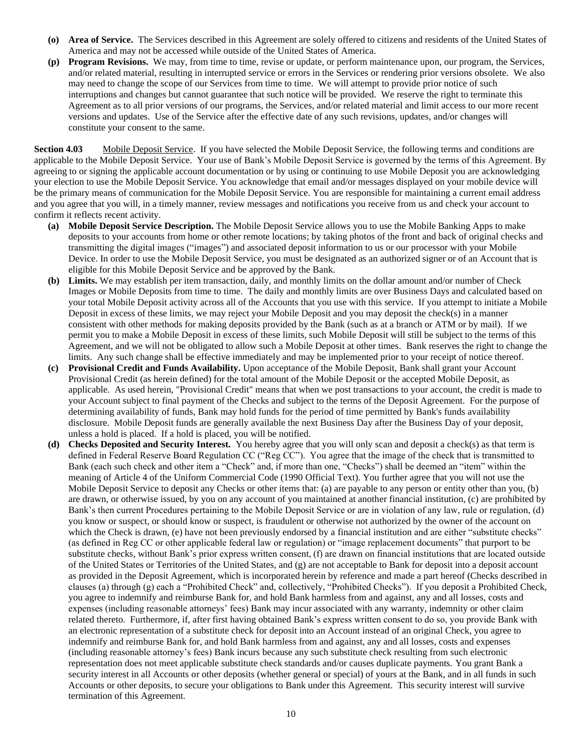- **(o) Area of Service.** The Services described in this Agreement are solely offered to citizens and residents of the United States of America and may not be accessed while outside of the United States of America.
- **(p) Program Revisions.** We may, from time to time, revise or update, or perform maintenance upon, our program, the Services, and/or related material, resulting in interrupted service or errors in the Services or rendering prior versions obsolete. We also may need to change the scope of our Services from time to time. We will attempt to provide prior notice of such interruptions and changes but cannot guarantee that such notice will be provided. We reserve the right to terminate this Agreement as to all prior versions of our programs, the Services, and/or related material and limit access to our more recent versions and updates. Use of the Service after the effective date of any such revisions, updates, and/or changes will constitute your consent to the same.

**Section 4.03** Mobile Deposit Service. If you have selected the Mobile Deposit Service, the following terms and conditions are applicable to the Mobile Deposit Service. Your use of Bank's Mobile Deposit Service is governed by the terms of this Agreement. By agreeing to or signing the applicable account documentation or by using or continuing to use Mobile Deposit you are acknowledging your election to use the Mobile Deposit Service. You acknowledge that email and/or messages displayed on your mobile device will be the primary means of communication for the Mobile Deposit Service. You are responsible for maintaining a current email address and you agree that you will, in a timely manner, review messages and notifications you receive from us and check your account to confirm it reflects recent activity.

- **(a) Mobile Deposit Service Description.** The Mobile Deposit Service allows you to use the Mobile Banking Apps to make deposits to your accounts from home or other remote locations; by taking photos of the front and back of original checks and transmitting the digital images ("images") and associated deposit information to us or our processor with your Mobile Device. In order to use the Mobile Deposit Service, you must be designated as an authorized signer or of an Account that is eligible for this Mobile Deposit Service and be approved by the Bank.
- **(b) Limits.** We may establish per item transaction, daily, and monthly limits on the dollar amount and/or number of Check Images or Mobile Deposits from time to time. The daily and monthly limits are over Business Days and calculated based on your total Mobile Deposit activity across all of the Accounts that you use with this service. If you attempt to initiate a Mobile Deposit in excess of these limits, we may reject your Mobile Deposit and you may deposit the check(s) in a manner consistent with other methods for making deposits provided by the Bank (such as at a branch or ATM or by mail). If we permit you to make a Mobile Deposit in excess of these limits, such Mobile Deposit will still be subject to the terms of this Agreement, and we will not be obligated to allow such a Mobile Deposit at other times. Bank reserves the right to change the limits. Any such change shall be effective immediately and may be implemented prior to your receipt of notice thereof.
- **(c) Provisional Credit and Funds Availability.** Upon acceptance of the Mobile Deposit, Bank shall grant your Account Provisional Credit (as herein defined) for the total amount of the Mobile Deposit or the accepted Mobile Deposit, as applicable. As used herein, "Provisional Credit" means that when we post transactions to your account, the credit is made to your Account subject to final payment of the Checks and subject to the terms of the Deposit Agreement. For the purpose of determining availability of funds, Bank may hold funds for the period of time permitted by Bank's funds availability disclosure. Mobile Deposit funds are generally available the next Business Day after the Business Day of your deposit, unless a hold is placed. If a hold is placed, you will be notified.
- **(d) Checks Deposited and Security Interest.** You hereby agree that you will only scan and deposit a check(s) as that term is defined in Federal Reserve Board Regulation CC ("Reg CC"). You agree that the image of the check that is transmitted to Bank (each such check and other item a "Check" and, if more than one, "Checks") shall be deemed an "item" within the meaning of Article 4 of the Uniform Commercial Code (1990 Official Text). You further agree that you will not use the Mobile Deposit Service to deposit any Checks or other items that: (a) are payable to any person or entity other than you, (b) are drawn, or otherwise issued, by you on any account of you maintained at another financial institution, (c) are prohibited by Bank's then current Procedures pertaining to the Mobile Deposit Service or are in violation of any law, rule or regulation, (d) you know or suspect, or should know or suspect, is fraudulent or otherwise not authorized by the owner of the account on which the Check is drawn, (e) have not been previously endorsed by a financial institution and are either "substitute checks" (as defined in Reg CC or other applicable federal law or regulation) or "image replacement documents" that purport to be substitute checks, without Bank's prior express written consent, (f) are drawn on financial institutions that are located outside of the United States or Territories of the United States, and (g) are not acceptable to Bank for deposit into a deposit account as provided in the Deposit Agreement, which is incorporated herein by reference and made a part hereof (Checks described in clauses (a) through (g) each a "Prohibited Check" and, collectively, "Prohibited Checks"). If you deposit a Prohibited Check, you agree to indemnify and reimburse Bank for, and hold Bank harmless from and against, any and all losses, costs and expenses (including reasonable attorneys' fees) Bank may incur associated with any warranty, indemnity or other claim related thereto. Furthermore, if, after first having obtained Bank's express written consent to do so, you provide Bank with an electronic representation of a substitute check for deposit into an Account instead of an original Check, you agree to indemnify and reimburse Bank for, and hold Bank harmless from and against, any and all losses, costs and expenses (including reasonable attorney's fees) Bank incurs because any such substitute check resulting from such electronic representation does not meet applicable substitute check standards and/or causes duplicate payments. You grant Bank a security interest in all Accounts or other deposits (whether general or special) of yours at the Bank, and in all funds in such Accounts or other deposits, to secure your obligations to Bank under this Agreement. This security interest will survive termination of this Agreement.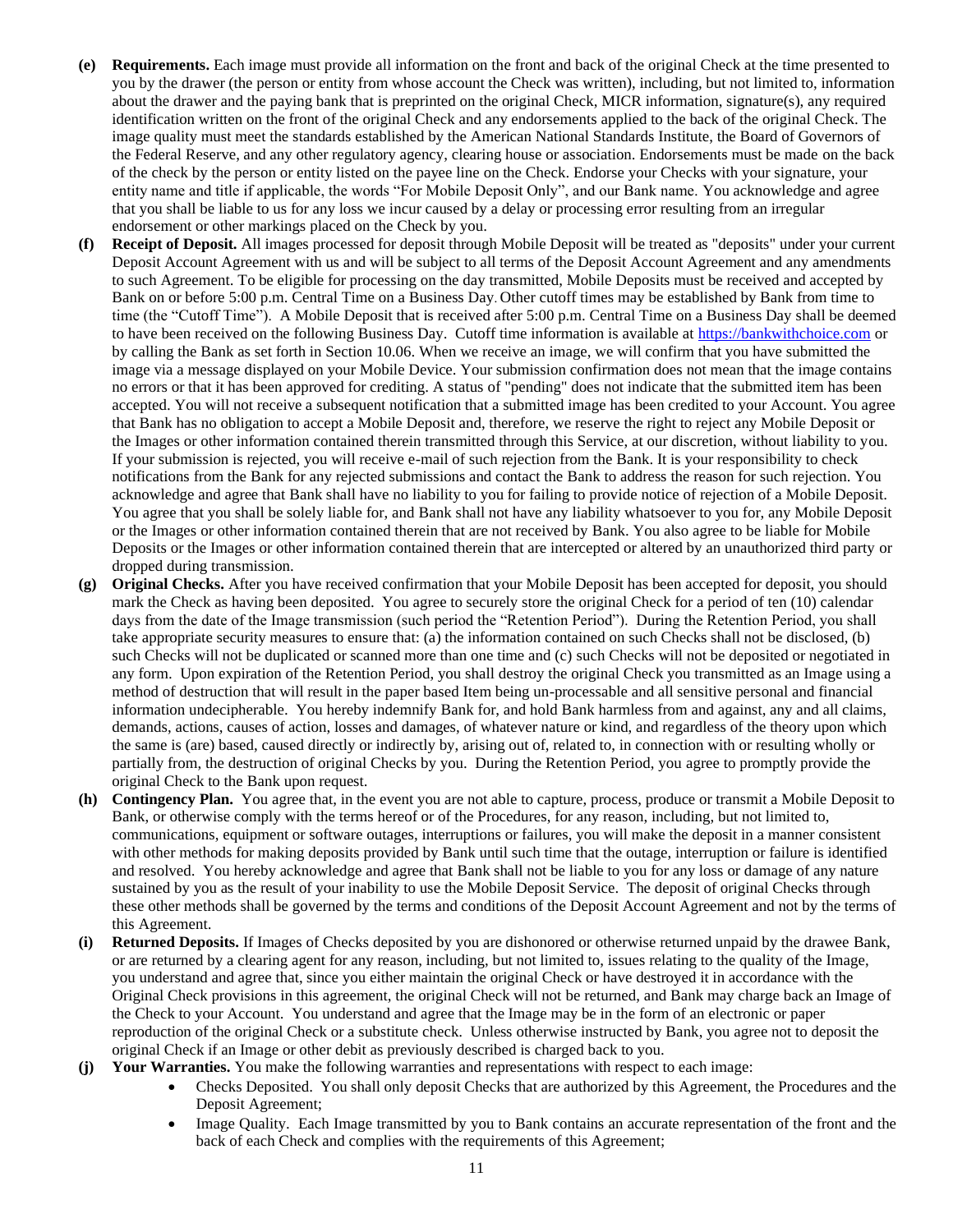**(e)** **Requirements.** Each image must provide all information on the front and back of the original Check at the time presented to you by the drawer (the person or entity from whose account the Check was written), including, but not limited to, information about the drawer and the paying bank that is preprinted on the original Check, MICR information, signature(s), any required identification written on the front of the original Check and any endorsements applied to the back of the original Check. The image quality must meet the standards established by the American National Standards Institute, the Board of Governors of the Federal Reserve, and any other regulatory agency, clearing house or association. Endorsements must be made on the back of the check by the person or entity listed on the payee line on the Check. Endorse your Checks with your signature, your entity name and title if applicable, the words "For Mobile Deposit Only", and our Bank name. You acknowledge and agree that you shall be liable to us for any loss we incur caused by a delay or processing error resulting from an irregular endorsement or other markings placed on the Check by you.

**(f)** **Receipt of Deposit.** All images processed for deposit through Mobile Deposit will be treated as "deposits" under your current Deposit Account Agreement with us and will be subject to all terms of the Deposit Account Agreement and any amendments to such Agreement. To be eligible for processing on the day transmitted, Mobile Deposits must be received and accepted by Bank on or before 5:00 p.m. Central Time on a Business Day. Other cutoff times may be established by Bank from time to time (the "Cutoff Time"). A Mobile Deposit that is received after 5:00 p.m. Central Time on a Business Day shall be deemed to have been received on the following Business Day. Cutoff time information is available at https://bankwithchoice.com or by calling the Bank as set forth in Section 10.06. When we receive an image, we will confirm that you have submitted the image via a message displayed on your Mobile Device. Your submission confirmation does not mean that the image contains no errors or that it has been approved for crediting. A status of "pending" does not indicate that the submitted item has been accepted. You will not receive a subsequent notification that a submitted image has been credited to your Account. You agree that Bank has no obligation to accept a Mobile Deposit and, therefore, we reserve the right to reject any Mobile Deposit or the Images or other information contained therein transmitted through this Service, at our discretion, without liability to you. If your submission is rejected, you will receive e-mail of such rejection from the Bank. It is your responsibility to check notifications from the Bank for any rejected submissions and contact the Bank to address the reason for such rejection. You acknowledge and agree that Bank shall have no liability to you for failing to provide notice of rejection of a Mobile Deposit. You agree that you shall be solely liable for, and Bank shall not have any liability whatsoever to you for, any Mobile Deposit or the Images or other information contained therein that are not received by Bank. You also agree to be liable for Mobile Deposits or the Images or other information contained therein that are intercepted or altered by an unauthorized third party or dropped during transmission.

**(g)** **Original Checks.** After you have received confirmation that your Mobile Deposit has been accepted for deposit, you should mark the Check as having been deposited. You agree to securely store the original Check for a period of ten (10) calendar days from the date of the Image transmission (such period the "Retention Period"). During the Retention Period, you shall take appropriate security measures to ensure that: (a) the information contained on such Checks shall not be disclosed, (b) such Checks will not be duplicated or scanned more than one time and (c) such Checks will not be deposited or negotiated in any form. Upon expiration of the Retention Period, you shall destroy the original Check you transmitted as an Image using a method of destruction that will result in the paper based Item being un-processable and all sensitive personal and financial information undecipherable. You hereby indemnify Bank for, and hold Bank harmless from and against, any and all claims, demands, actions, causes of action, losses and damages, of whatever nature or kind, and regardless of the theory upon which the same is (are) based, caused directly or indirectly by, arising out of, related to, in connection with or resulting wholly or partially from, the destruction of original Checks by you. During the Retention Period, you agree to promptly provide the original Check to the Bank upon request.

**(h)** **Contingency Plan.** You agree that, in the event you are not able to capture, process, produce or transmit a Mobile Deposit to Bank, or otherwise comply with the terms hereof or of the Procedures, for any reason, including, but not limited to, communications, equipment or software outages, interruptions or failures, you will make the deposit in a manner consistent with other methods for making deposits provided by Bank until such time that the outage, interruption or failure is identified and resolved. You hereby acknowledge and agree that Bank shall not be liable to you for any loss or damage of any nature sustained by you as the result of your inability to use the Mobile Deposit Service. The deposit of original Checks through these other methods shall be governed by the terms and conditions of the Deposit Account Agreement and not by the terms of this Agreement.

**(i)** **Returned Deposits.** If Images of Checks deposited by you are dishonored or otherwise returned unpaid by the drawee Bank, or are returned by a clearing agent for any reason, including, but not limited to, issues relating to the quality of the Image, you understand and agree that, since you either maintain the original Check or have destroyed it in accordance with the Original Check provisions in this agreement, the original Check will not be returned, and Bank may charge back an Image of the Check to your Account. You understand and agree that the Image may be in the form of an electronic or paper reproduction of the original Check or a substitute check. Unless otherwise instructed by Bank, you agree not to deposit the original Check if an Image or other debit as previously described is charged back to you.

**(j)** **Your Warranties.** You make the following warranties and representations with respect to each image:

- Checks Deposited. You shall only deposit Checks that are authorized by this Agreement, the Procedures and the Deposit Agreement;
- Image Quality. Each Image transmitted by you to Bank contains an accurate representation of the front and the back of each Check and complies with the requirements of this Agreement;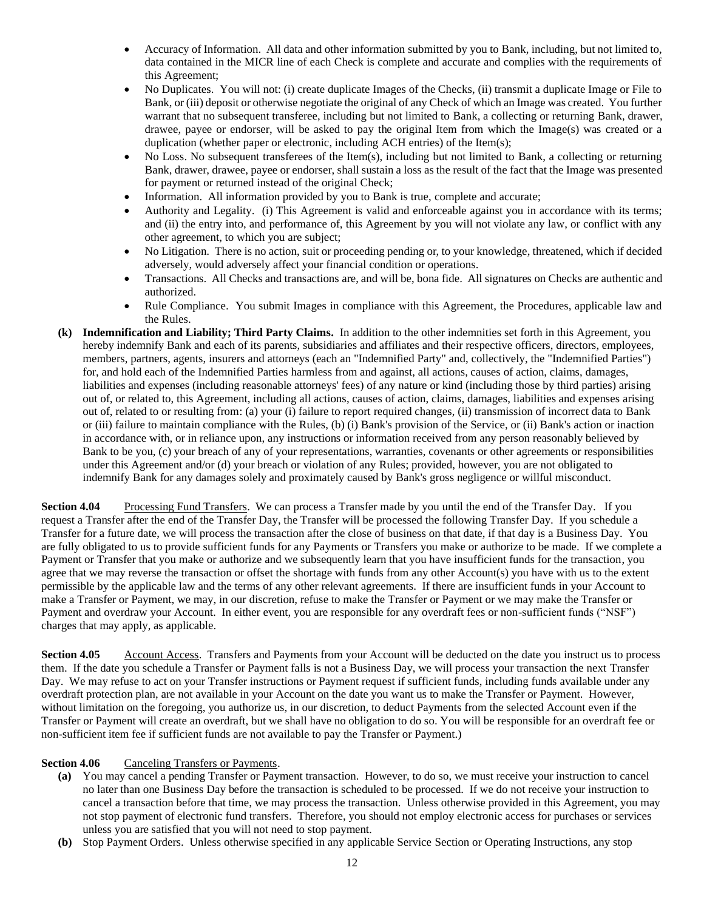- Accuracy of Information. All data and other information submitted by you to Bank, including, but not limited to, data contained in the MICR line of each Check is complete and accurate and complies with the requirements of this Agreement;
- No Duplicates. You will not: (i) create duplicate Images of the Checks, (ii) transmit a duplicate Image or File to Bank, or (iii) deposit or otherwise negotiate the original of any Check of which an Image was created. You further warrant that no subsequent transferee, including but not limited to Bank, a collecting or returning Bank, drawer, drawee, payee or endorser, will be asked to pay the original Item from which the Image(s) was created or a duplication (whether paper or electronic, including ACH entries) of the Item(s);
- No Loss. No subsequent transferees of the Item(s), including but not limited to Bank, a collecting or returning Bank, drawer, drawee, payee or endorser, shall sustain a loss as the result of the fact that the Image was presented for payment or returned instead of the original Check;
- Information. All information provided by you to Bank is true, complete and accurate;
- Authority and Legality. (i) This Agreement is valid and enforceable against you in accordance with its terms; and (ii) the entry into, and performance of, this Agreement by you will not violate any law, or conflict with any other agreement, to which you are subject;
- No Litigation. There is no action, suit or proceeding pending or, to your knowledge, threatened, which if decided adversely, would adversely affect your financial condition or operations.
- Transactions. All Checks and transactions are, and will be, bona fide. All signatures on Checks are authentic and authorized.
- Rule Compliance. You submit Images in compliance with this Agreement, the Procedures, applicable law and the Rules.

**(k) Indemnification and Liability; Third Party Claims.** In addition to the other indemnities set forth in this Agreement, you hereby indemnify Bank and each of its parents, subsidiaries and affiliates and their respective officers, directors, employees, members, partners, agents, insurers and attorneys (each an "Indemnified Party" and, collectively, the "Indemnified Parties") for, and hold each of the Indemnified Parties harmless from and against, all actions, causes of action, claims, damages, liabilities and expenses (including reasonable attorneys' fees) of any nature or kind (including those by third parties) arising out of, or related to, this Agreement, including all actions, causes of action, claims, damages, liabilities and expenses arising out of, related to or resulting from: (a) your (i) failure to report required changes, (ii) transmission of incorrect data to Bank or (iii) failure to maintain compliance with the Rules, (b) (i) Bank's provision of the Service, or (ii) Bank's action or inaction in accordance with, or in reliance upon, any instructions or information received from any person reasonably believed by Bank to be you, (c) your breach of any of your representations, warranties, covenants or other agreements or responsibilities under this Agreement and/or (d) your breach or violation of any Rules; provided, however, you are not obligated to indemnify Bank for any damages solely and proximately caused by Bank's gross negligence or willful misconduct.

**Section 4.04** Processing Fund Transfers. We can process a Transfer made by you until the end of the Transfer Day. If you request a Transfer after the end of the Transfer Day, the Transfer will be processed the following Transfer Day. If you schedule a Transfer for a future date, we will process the transaction after the close of business on that date, if that day is a Business Day. You are fully obligated to us to provide sufficient funds for any Payments or Transfers you make or authorize to be made. If we complete a Payment or Transfer that you make or authorize and we subsequently learn that you have insufficient funds for the transaction, you agree that we may reverse the transaction or offset the shortage with funds from any other Account(s) you have with us to the extent permissible by the applicable law and the terms of any other relevant agreements. If there are insufficient funds in your Account to make a Transfer or Payment, we may, in our discretion, refuse to make the Transfer or Payment or we may make the Transfer or Payment and overdraw your Account. In either event, you are responsible for any overdraft fees or non-sufficient funds ("NSF") charges that may apply, as applicable.

**Section 4.05** Account Access. Transfers and Payments from your Account will be deducted on the date you instruct us to process them. If the date you schedule a Transfer or Payment falls is not a Business Day, we will process your transaction the next Transfer Day. We may refuse to act on your Transfer instructions or Payment request if sufficient funds, including funds available under any overdraft protection plan, are not available in your Account on the date you want us to make the Transfer or Payment. However, without limitation on the foregoing, you authorize us, in our discretion, to deduct Payments from the selected Account even if the Transfer or Payment will create an overdraft, but we shall have no obligation to do so. You will be responsible for an overdraft fee or non-sufficient item fee if sufficient funds are not available to pay the Transfer or Payment.)

**Section 4.06** Canceling Transfers or Payments.

**(a)** You may cancel a pending Transfer or Payment transaction. However, to do so, we must receive your instruction to cancel no later than one Business Day before the transaction is scheduled to be processed. If we do not receive your instruction to cancel a transaction before that time, we may process the transaction. Unless otherwise provided in this Agreement, you may not stop payment of electronic fund transfers. Therefore, you should not employ electronic access for purchases or services unless you are satisfied that you will not need to stop payment.

**(b)** Stop Payment Orders. Unless otherwise specified in any applicable Service Section or Operating Instructions, any stop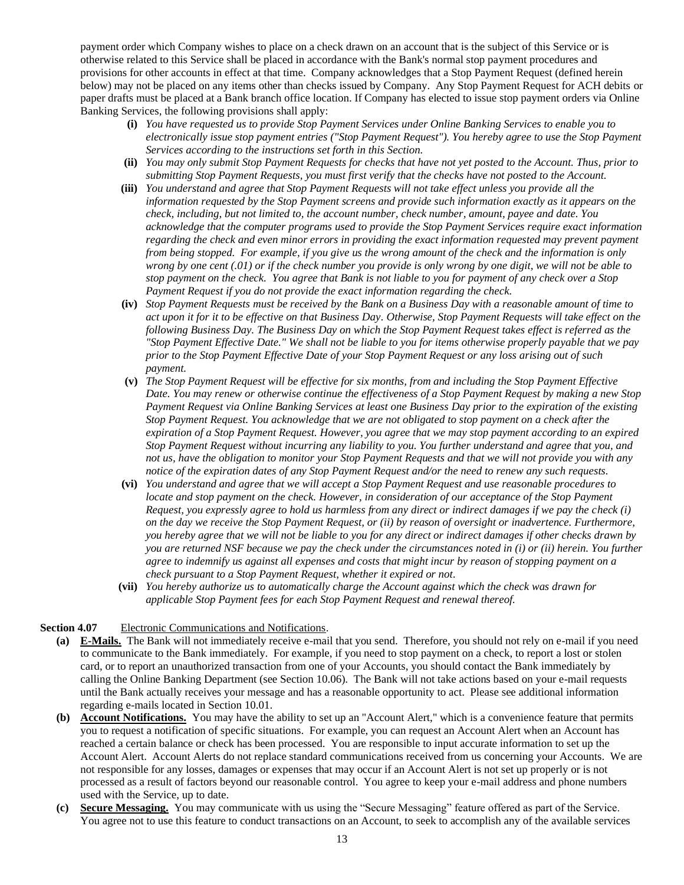payment order which Company wishes to place on a check drawn on an account that is the subject of this Service or is otherwise related to this Service shall be placed in accordance with the Bank's normal stop payment procedures and provisions for other accounts in effect at that time. Company acknowledges that a Stop Payment Request (defined herein below) may not be placed on any items other than checks issued by Company. Any Stop Payment Request for ACH debits or paper drafts must be placed at a Bank branch office location. If Company has elected to issue stop payment orders via Online Banking Services, the following provisions shall apply:

- **(i)** *You have requested us to provide Stop Payment Services under Online Banking Services to enable you to electronically issue stop payment entries ("Stop Payment Request"). You hereby agree to use the Stop Payment Services according to the instructions set forth in this Section.*
- **(ii)** *You may only submit Stop Payment Requests for checks that have not yet posted to the Account. Thus, prior to submitting Stop Payment Requests, you must first verify that the checks have not posted to the Account.*
- **(iii)** *You understand and agree that Stop Payment Requests will not take effect unless you provide all the information requested by the Stop Payment screens and provide such information exactly as it appears on the check, including, but not limited to, the account number, check number, amount, payee and date. You acknowledge that the computer programs used to provide the Stop Payment Services require exact information regarding the check and even minor errors in providing the exact information requested may prevent payment from being stopped. For example, if you give us the wrong amount of the check and the information is only wrong by one cent (.01) or if the check number you provide is only wrong by one digit, we will not be able to stop payment on the check. You agree that Bank is not liable to you for payment of any check over a Stop Payment Request if you do not provide the exact information regarding the check.*
- **(iv)** *Stop Payment Requests must be received by the Bank on a Business Day with a reasonable amount of time to act upon it for it to be effective on that Business Day. Otherwise, Stop Payment Requests will take effect on the following Business Day. The Business Day on which the Stop Payment Request takes effect is referred as the "Stop Payment Effective Date." We shall not be liable to you for items otherwise properly payable that we pay prior to the Stop Payment Effective Date of your Stop Payment Request or any loss arising out of such payment.*
- **(v)** *The Stop Payment Request will be effective for six months, from and including the Stop Payment Effective Date. You may renew or otherwise continue the effectiveness of a Stop Payment Request by making a new Stop Payment Request via Online Banking Services at least one Business Day prior to the expiration of the existing Stop Payment Request. You acknowledge that we are not obligated to stop payment on a check after the expiration of a Stop Payment Request. However, you agree that we may stop payment according to an expired Stop Payment Request without incurring any liability to you. You further understand and agree that you, and not us, have the obligation to monitor your Stop Payment Requests and that we will not provide you with any notice of the expiration dates of any Stop Payment Request and/or the need to renew any such requests.*
- **(vi)** *You understand and agree that we will accept a Stop Payment Request and use reasonable procedures to locate and stop payment on the check. However, in consideration of our acceptance of the Stop Payment Request, you expressly agree to hold us harmless from any direct or indirect damages if we pay the check (i) on the day we receive the Stop Payment Request, or (ii) by reason of oversight or inadvertence. Furthermore, you hereby agree that we will not be liable to you for any direct or indirect damages if other checks drawn by you are returned NSF because we pay the check under the circumstances noted in (i) or (ii) herein. You further agree to indemnify us against all expenses and costs that might incur by reason of stopping payment on a check pursuant to a Stop Payment Request, whether it expired or not.*
- **(vii)** *You hereby authorize us to automatically charge the Account against which the check was drawn for applicable Stop Payment fees for each Stop Payment Request and renewal thereof.*

**Section 4.07** Electronic Communications and Notifications.

- **(a)** **E-Mails.** The Bank will not immediately receive e-mail that you send. Therefore, you should not rely on e-mail if you need to communicate to the Bank immediately. For example, if you need to stop payment on a check, to report a lost or stolen card, or to report an unauthorized transaction from one of your Accounts, you should contact the Bank immediately by calling the Online Banking Department (see Section 10.06). The Bank will not take actions based on your e-mail requests until the Bank actually receives your message and has a reasonable opportunity to act. Please see additional information regarding e-mails located in Section 10.01.
- **(b)** **Account Notifications.** You may have the ability to set up an "Account Alert," which is a convenience feature that permits you to request a notification of specific situations. For example, you can request an Account Alert when an Account has reached a certain balance or check has been processed. You are responsible to input accurate information to set up the Account Alert. Account Alerts do not replace standard communications received from us concerning your Accounts. We are not responsible for any losses, damages or expenses that may occur if an Account Alert is not set up properly or is not processed as a result of factors beyond our reasonable control. You agree to keep your e-mail address and phone numbers used with the Service, up to date.
- **(c)** **Secure Messaging.** You may communicate with us using the "Secure Messaging" feature offered as part of the Service. You agree not to use this feature to conduct transactions on an Account, to seek to accomplish any of the available services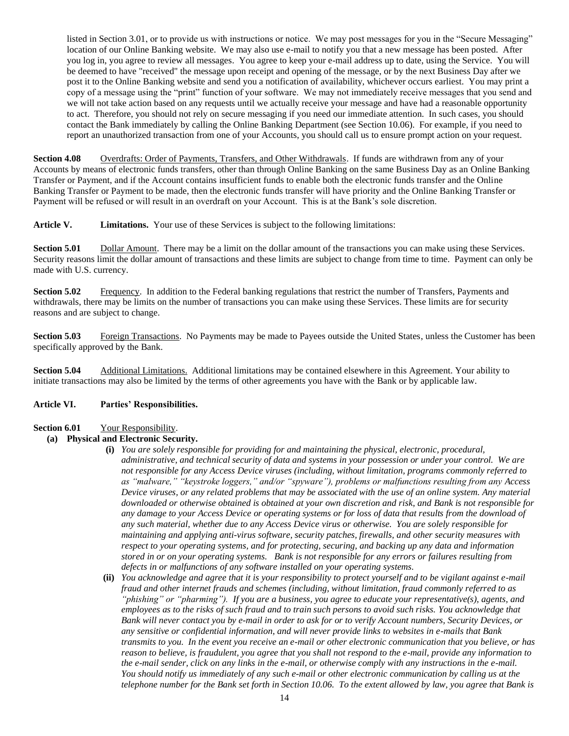listed in Section 3.01, or to provide us with instructions or notice. We may post messages for you in the "Secure Messaging" location of our Online Banking website. We may also use e-mail to notify you that a new message has been posted. After you log in, you agree to review all messages. You agree to keep your e-mail address up to date, using the Service. You will be deemed to have "received" the message upon receipt and opening of the message, or by the next Business Day after we post it to the Online Banking website and send you a notification of availability, whichever occurs earliest. You may print a copy of a message using the "print" function of your software. We may not immediately receive messages that you send and we will not take action based on any requests until we actually receive your message and have had a reasonable opportunity to act. Therefore, you should not rely on secure messaging if you need our immediate attention. In such cases, you should contact the Bank immediately by calling the Online Banking Department (see Section 10.06). For example, if you need to report an unauthorized transaction from one of your Accounts, you should call us to ensure prompt action on your request.

**Section 4.08** Overdrafts: Order of Payments, Transfers, and Other Withdrawals. If funds are withdrawn from any of your Accounts by means of electronic funds transfers, other than through Online Banking on the same Business Day as an Online Banking Transfer or Payment, and if the Account contains insufficient funds to enable both the electronic funds transfer and the Online Banking Transfer or Payment to be made, then the electronic funds transfer will have priority and the Online Banking Transfer or Payment will be refused or will result in an overdraft on your Account. This is at the Bank's sole discretion.

**Article V. Limitations.** Your use of these Services is subject to the following limitations:

**Section 5.01** Dollar Amount. There may be a limit on the dollar amount of the transactions you can make using these Services. Security reasons limit the dollar amount of transactions and these limits are subject to change from time to time. Payment can only be made with U.S. currency.

**Section 5.02** Frequency. In addition to the Federal banking regulations that restrict the number of Transfers, Payments and withdrawals, there may be limits on the number of transactions you can make using these Services. These limits are for security reasons and are subject to change.

**Section 5.03** Foreign Transactions. No Payments may be made to Payees outside the United States, unless the Customer has been specifically approved by the Bank.

**Section 5.04** Additional Limitations. Additional limitations may be contained elsewhere in this Agreement. Your ability to initiate transactions may also be limited by the terms of other agreements you have with the Bank or by applicable law.

**Article VI. Parties' Responsibilities.**

**Section 6.01** Your Responsibility.

**(a) Physical and Electronic Security.**

**(i)** *You are solely responsible for providing for and maintaining the physical, electronic, procedural, administrative, and technical security of data and systems in your possession or under your control. We are not responsible for any Access Device viruses (including, without limitation, programs commonly referred to as "malware," "keystroke loggers," and/or "spyware"), problems or malfunctions resulting from any Access Device viruses, or any related problems that may be associated with the use of an online system. Any material downloaded or otherwise obtained is obtained at your own discretion and risk, and Bank is not responsible for any damage to your Access Device or operating systems or for loss of data that results from the download of any such material, whether due to any Access Device virus or otherwise. You are solely responsible for maintaining and applying anti-virus software, security patches, firewalls, and other security measures with respect to your operating systems, and for protecting, securing, and backing up any data and information stored in or on your operating systems. Bank is not responsible for any errors or failures resulting from defects in or malfunctions of any software installed on your operating systems.*

**(ii)** *You acknowledge and agree that it is your responsibility to protect yourself and to be vigilant against e-mail fraud and other internet frauds and schemes (including, without limitation, fraud commonly referred to as "phishing" or "pharming"). If you are a business, you agree to educate your representative(s), agents, and employees as to the risks of such fraud and to train such persons to avoid such risks. You acknowledge that Bank will never contact you by e-mail in order to ask for or to verify Account numbers, Security Devices, or any sensitive or confidential information, and will never provide links to websites in e-mails that Bank transmits to you. In the event you receive an e-mail or other electronic communication that you believe, or has reason to believe, is fraudulent, you agree that you shall not respond to the e-mail, provide any information to the e-mail sender, click on any links in the e-mail, or otherwise comply with any instructions in the e-mail. You should notify us immediately of any such e-mail or other electronic communication by calling us at the telephone number for the Bank set forth in Section 10.06. To the extent allowed by law, you agree that Bank is*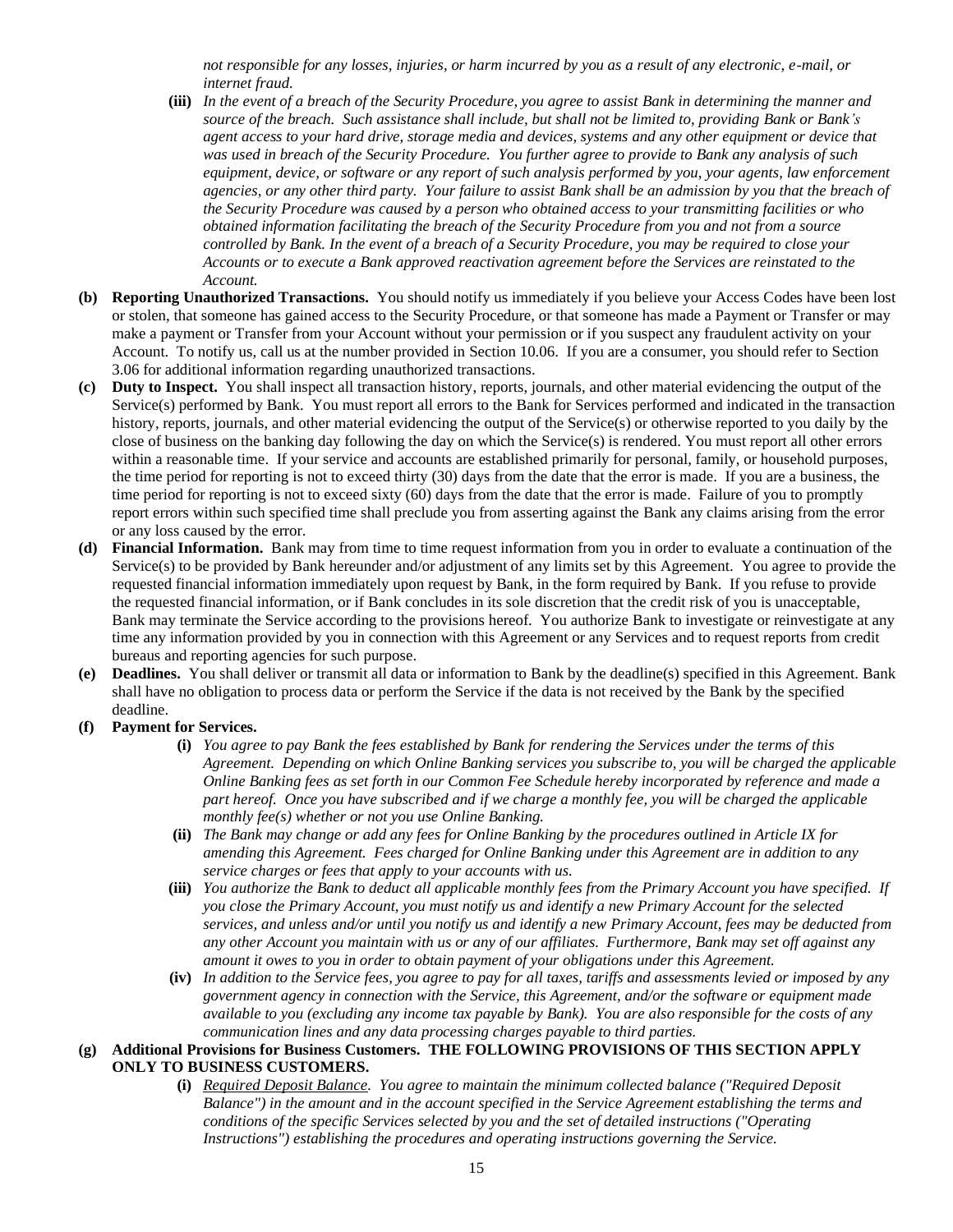*not responsible for any losses, injuries, or harm incurred by you as a result of any electronic, e-mail, or internet fraud.*

**(iii)** *In the event of a breach of the Security Procedure, you agree to assist Bank in determining the manner and source of the breach. Such assistance shall include, but shall not be limited to, providing Bank or Bank's agent access to your hard drive, storage media and devices, systems and any other equipment or device that was used in breach of the Security Procedure. You further agree to provide to Bank any analysis of such equipment, device, or software or any report of such analysis performed by you, your agents, law enforcement agencies, or any other third party. Your failure to assist Bank shall be an admission by you that the breach of the Security Procedure was caused by a person who obtained access to your transmitting facilities or who obtained information facilitating the breach of the Security Procedure from you and not from a source controlled by Bank. In the event of a breach of a Security Procedure, you may be required to close your Accounts or to execute a Bank approved reactivation agreement before the Services are reinstated to the Account.*

**(b) Reporting Unauthorized Transactions.** You should notify us immediately if you believe your Access Codes have been lost or stolen, that someone has gained access to the Security Procedure, or that someone has made a Payment or Transfer or may make a payment or Transfer from your Account without your permission or if you suspect any fraudulent activity on your Account. To notify us, call us at the number provided in Section 10.06. If you are a consumer, you should refer to Section 3.06 for additional information regarding unauthorized transactions.

**(c) Duty to Inspect.** You shall inspect all transaction history, reports, journals, and other material evidencing the output of the Service(s) performed by Bank. You must report all errors to the Bank for Services performed and indicated in the transaction history, reports, journals, and other material evidencing the output of the Service(s) or otherwise reported to you daily by the close of business on the banking day following the day on which the Service(s) is rendered. You must report all other errors within a reasonable time. If your service and accounts are established primarily for personal, family, or household purposes, the time period for reporting is not to exceed thirty (30) days from the date that the error is made. If you are a business, the time period for reporting is not to exceed sixty (60) days from the date that the error is made. Failure of you to promptly report errors within such specified time shall preclude you from asserting against the Bank any claims arising from the error or any loss caused by the error.

**(d) Financial Information.** Bank may from time to time request information from you in order to evaluate a continuation of the Service(s) to be provided by Bank hereunder and/or adjustment of any limits set by this Agreement. You agree to provide the requested financial information immediately upon request by Bank, in the form required by Bank. If you refuse to provide the requested financial information, or if Bank concludes in its sole discretion that the credit risk of you is unacceptable, Bank may terminate the Service according to the provisions hereof. You authorize Bank to investigate or reinvestigate at any time any information provided by you in connection with this Agreement or any Services and to request reports from credit bureaus and reporting agencies for such purpose.

**(e) Deadlines.** You shall deliver or transmit all data or information to Bank by the deadline(s) specified in this Agreement. Bank shall have no obligation to process data or perform the Service if the data is not received by the Bank by the specified deadline.

**(f) Payment for Services.**

**(i)** *You agree to pay Bank the fees established by Bank for rendering the Services under the terms of this Agreement. Depending on which Online Banking services you subscribe to, you will be charged the applicable Online Banking fees as set forth in our Common Fee Schedule hereby incorporated by reference and made a part hereof. Once you have subscribed and if we charge a monthly fee, you will be charged the applicable monthly fee(s) whether or not you use Online Banking.*

**(ii)** *The Bank may change or add any fees for Online Banking by the procedures outlined in Article IX for amending this Agreement. Fees charged for Online Banking under this Agreement are in addition to any service charges or fees that apply to your accounts with us.*

**(iii)** *You authorize the Bank to deduct all applicable monthly fees from the Primary Account you have specified. If you close the Primary Account, you must notify us and identify a new Primary Account for the selected services, and unless and/or until you notify us and identify a new Primary Account, fees may be deducted from any other Account you maintain with us or any of our affiliates. Furthermore, Bank may set off against any amount it owes to you in order to obtain payment of your obligations under this Agreement.*

**(iv)** *In addition to the Service fees, you agree to pay for all taxes, tariffs and assessments levied or imposed by any government agency in connection with the Service, this Agreement, and/or the software or equipment made available to you (excluding any income tax payable by Bank). You are also responsible for the costs of any communication lines and any data processing charges payable to third parties.*

**(g) Additional Provisions for Business Customers. THE FOLLOWING PROVISIONS OF THIS SECTION APPLY ONLY TO BUSINESS CUSTOMERS.**

**(i)** *Required Deposit Balance. You agree to maintain the minimum collected balance ("Required Deposit Balance") in the amount and in the account specified in the Service Agreement establishing the terms and conditions of the specific Services selected by you and the set of detailed instructions ("Operating Instructions") establishing the procedures and operating instructions governing the Service.*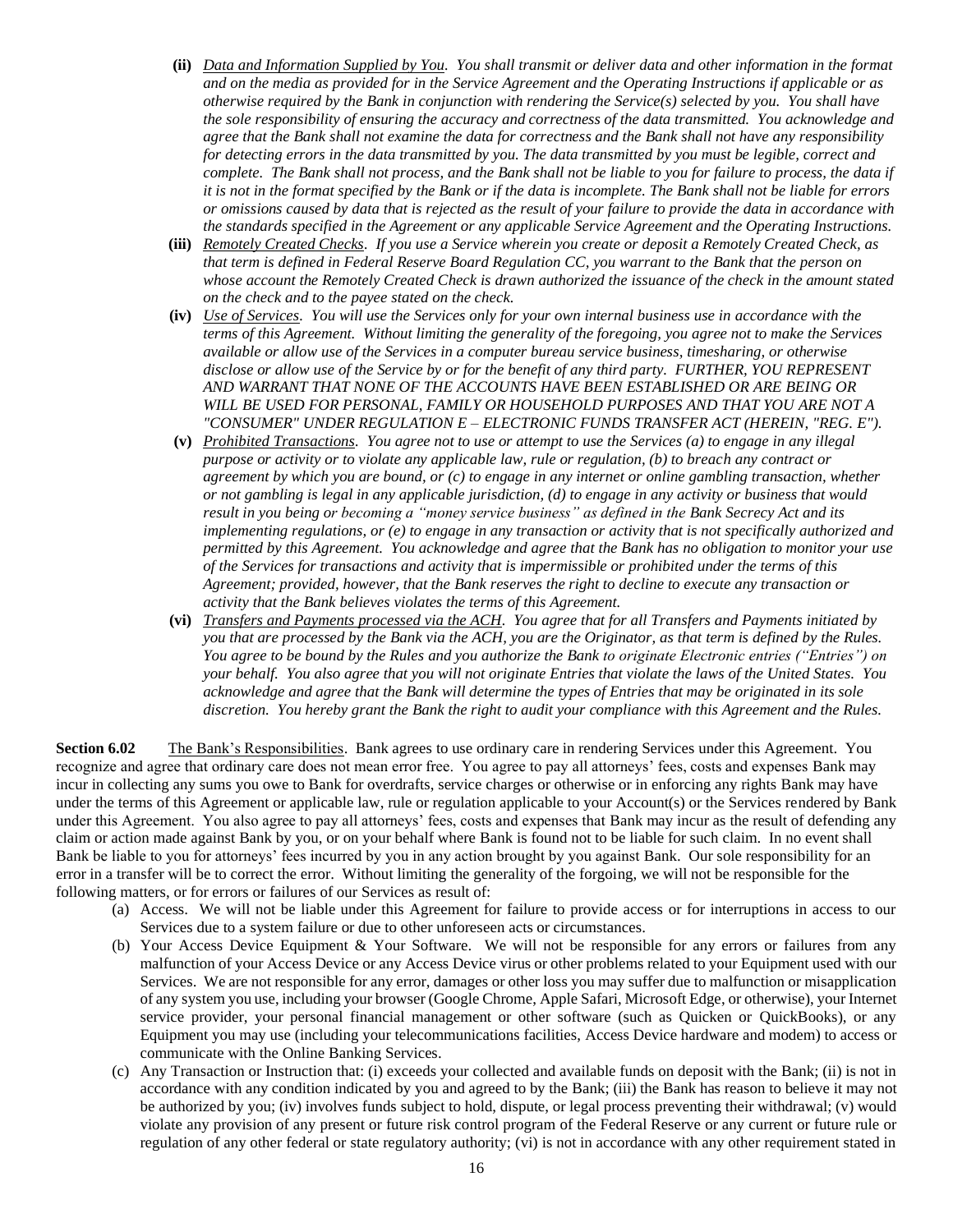**(ii)** *<u>Data and Information Supplied by You</u>. You shall transmit or deliver data and other information in the format and on the media as provided for in the Service Agreement and the Operating Instructions if applicable or as otherwise required by the Bank in conjunction with rendering the Service(s) selected by you. You shall have the sole responsibility of ensuring the accuracy and correctness of the data transmitted. You acknowledge and agree that the Bank shall not examine the data for correctness and the Bank shall not have any responsibility for detecting errors in the data transmitted by you. The data transmitted by you must be legible, correct and complete. The Bank shall not process, and the Bank shall not be liable to you for failure to process, the data if it is not in the format specified by the Bank or if the data is incomplete. The Bank shall not be liable for errors or omissions caused by data that is rejected as the result of your failure to provide the data in accordance with the standards specified in the Agreement or any applicable Service Agreement and the Operating Instructions.*

**(iii)** *<u>Remotely Created Checks</u>. If you use a Service wherein you create or deposit a Remotely Created Check, as that term is defined in Federal Reserve Board Regulation CC, you warrant to the Bank that the person on whose account the Remotely Created Check is drawn authorized the issuance of the check in the amount stated on the check and to the payee stated on the check.*

**(iv)** *<u>Use of Services</u>. You will use the Services only for your own internal business use in accordance with the terms of this Agreement. Without limiting the generality of the foregoing, you agree not to make the Services available or allow use of the Services in a computer bureau service business, timesharing, or otherwise disclose or allow use of the Service by or for the benefit of any third party. FURTHER, YOU REPRESENT AND WARRANT THAT NONE OF THE ACCOUNTS HAVE BEEN ESTABLISHED OR ARE BEING OR WILL BE USED FOR PERSONAL, FAMILY OR HOUSEHOLD PURPOSES AND THAT YOU ARE NOT A "CONSUMER" UNDER REGULATION E – ELECTRONIC FUNDS TRANSFER ACT (HEREIN, "REG. E").*

**(v)** *<u>Prohibited Transactions</u>. You agree not to use or attempt to use the Services (a) to engage in any illegal purpose or activity or to violate any applicable law, rule or regulation, (b) to breach any contract or agreement by which you are bound, or (c) to engage in any internet or online gambling transaction, whether or not gambling is legal in any applicable jurisdiction, (d) to engage in any activity or business that would result in you being or becoming a "money service business" as defined in the Bank Secrecy Act and its implementing regulations, or (e) to engage in any transaction or activity that is not specifically authorized and permitted by this Agreement. You acknowledge and agree that the Bank has no obligation to monitor your use of the Services for transactions and activity that is impermissible or prohibited under the terms of this Agreement; provided, however, that the Bank reserves the right to decline to execute any transaction or activity that the Bank believes violates the terms of this Agreement.*

**(vi)** *<u>Transfers and Payments processed via the ACH</u>. You agree that for all Transfers and Payments initiated by you that are processed by the Bank via the ACH, you are the Originator, as that term is defined by the Rules. You agree to be bound by the Rules and you authorize the Bank to originate Electronic entries ("Entries") on your behalf. You also agree that you will not originate Entries that violate the laws of the United States. You acknowledge and agree that the Bank will determine the types of Entries that may be originated in its sole discretion. You hereby grant the Bank the right to audit your compliance with this Agreement and the Rules.*

**Section 6.02** <u>The Bank's Responsibilities</u>. Bank agrees to use ordinary care in rendering Services under this Agreement. You recognize and agree that ordinary care does not mean error free. You agree to pay all attorneys' fees, costs and expenses Bank may incur in collecting any sums you owe to Bank for overdrafts, service charges or otherwise or in enforcing any rights Bank may have under the terms of this Agreement or applicable law, rule or regulation applicable to your Account(s) or the Services rendered by Bank under this Agreement. You also agree to pay all attorneys' fees, costs and expenses that Bank may incur as the result of defending any claim or action made against Bank by you, or on your behalf where Bank is found not to be liable for such claim. In no event shall Bank be liable to you for attorneys' fees incurred by you in any action brought by you against Bank. Our sole responsibility for an error in a transfer will be to correct the error. Without limiting the generality of the forgoing, we will not be responsible for the following matters, or for errors or failures of our Services as result of:

(a) Access. We will not be liable under this Agreement for failure to provide access or for interruptions in access to our Services due to a system failure or due to other unforeseen acts or circumstances.

(b) Your Access Device Equipment & Your Software. We will not be responsible for any errors or failures from any malfunction of your Access Device or any Access Device virus or other problems related to your Equipment used with our Services. We are not responsible for any error, damages or other loss you may suffer due to malfunction or misapplication of any system you use, including your browser (Google Chrome, Apple Safari, Microsoft Edge, or otherwise), your Internet service provider, your personal financial management or other software (such as Quicken or QuickBooks), or any Equipment you may use (including your telecommunications facilities, Access Device hardware and modem) to access or communicate with the Online Banking Services.

(c) Any Transaction or Instruction that: (i) exceeds your collected and available funds on deposit with the Bank; (ii) is not in accordance with any condition indicated by you and agreed to by the Bank; (iii) the Bank has reason to believe it may not be authorized by you; (iv) involves funds subject to hold, dispute, or legal process preventing their withdrawal; (v) would violate any provision of any present or future risk control program of the Federal Reserve or any current or future rule or regulation of any other federal or state regulatory authority; (vi) is not in accordance with any other requirement stated in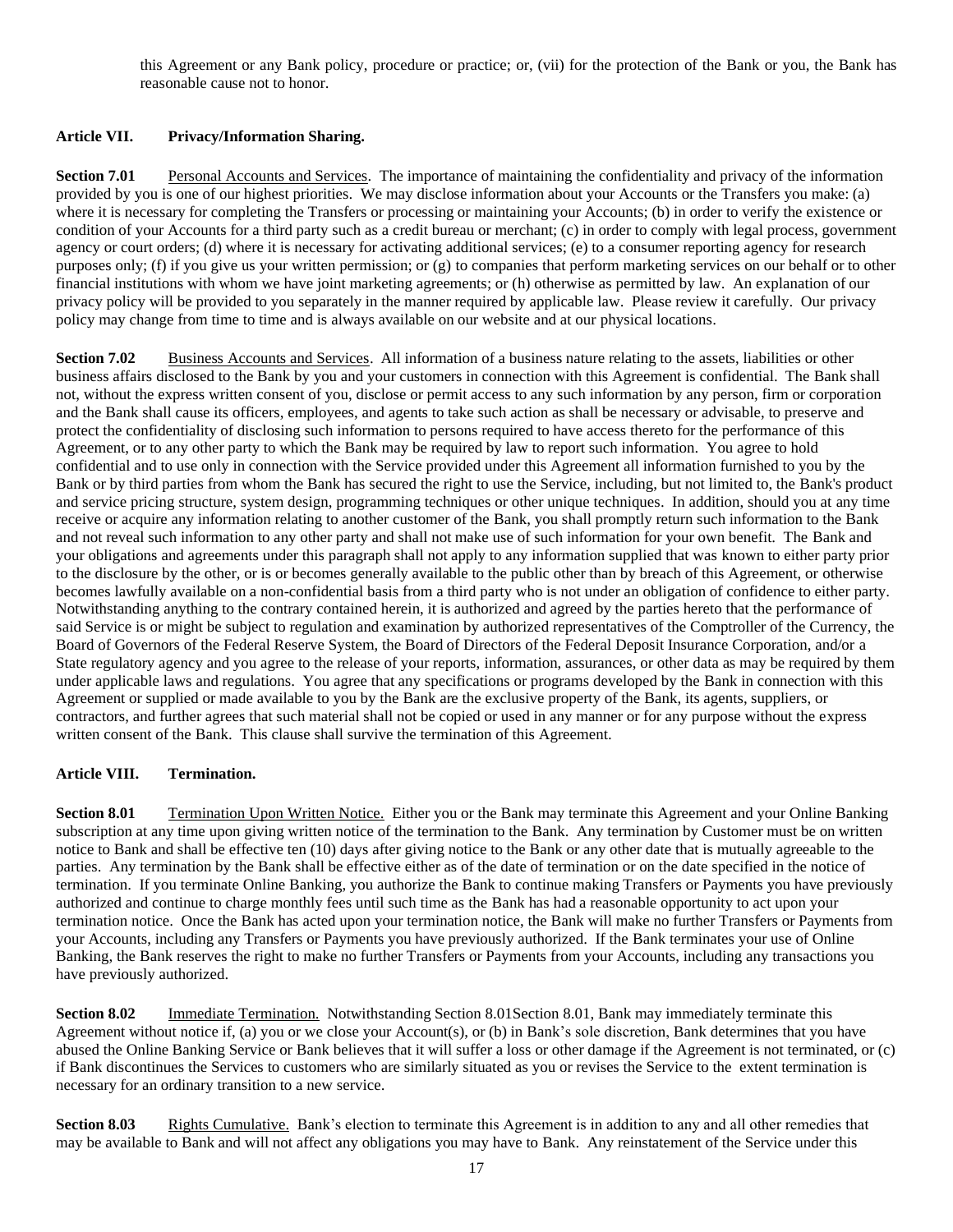this Agreement or any Bank policy, procedure or practice; or, (vii) for the protection of the Bank or you, the Bank has reasonable cause not to honor.

**Article VII. Privacy/Information Sharing.**

**Section 7.01** Personal Accounts and Services. The importance of maintaining the confidentiality and privacy of the information provided by you is one of our highest priorities. We may disclose information about your Accounts or the Transfers you make: (a) where it is necessary for completing the Transfers or processing or maintaining your Accounts; (b) in order to verify the existence or condition of your Accounts for a third party such as a credit bureau or merchant; (c) in order to comply with legal process, government agency or court orders; (d) where it is necessary for activating additional services; (e) to a consumer reporting agency for research purposes only; (f) if you give us your written permission; or (g) to companies that perform marketing services on our behalf or to other financial institutions with whom we have joint marketing agreements; or (h) otherwise as permitted by law. An explanation of our privacy policy will be provided to you separately in the manner required by applicable law. Please review it carefully. Our privacy policy may change from time to time and is always available on our website and at our physical locations.

**Section 7.02** Business Accounts and Services. All information of a business nature relating to the assets, liabilities or other business affairs disclosed to the Bank by you and your customers in connection with this Agreement is confidential. The Bank shall not, without the express written consent of you, disclose or permit access to any such information by any person, firm or corporation and the Bank shall cause its officers, employees, and agents to take such action as shall be necessary or advisable, to preserve and protect the confidentiality of disclosing such information to persons required to have access thereto for the performance of this Agreement, or to any other party to which the Bank may be required by law to report such information. You agree to hold confidential and to use only in connection with the Service provided under this Agreement all information furnished to you by the Bank or by third parties from whom the Bank has secured the right to use the Service, including, but not limited to, the Bank's product and service pricing structure, system design, programming techniques or other unique techniques. In addition, should you at any time receive or acquire any information relating to another customer of the Bank, you shall promptly return such information to the Bank and not reveal such information to any other party and shall not make use of such information for your own benefit. The Bank and your obligations and agreements under this paragraph shall not apply to any information supplied that was known to either party prior to the disclosure by the other, or is or becomes generally available to the public other than by breach of this Agreement, or otherwise becomes lawfully available on a non-confidential basis from a third party who is not under an obligation of confidence to either party. Notwithstanding anything to the contrary contained herein, it is authorized and agreed by the parties hereto that the performance of said Service is or might be subject to regulation and examination by authorized representatives of the Comptroller of the Currency, the Board of Governors of the Federal Reserve System, the Board of Directors of the Federal Deposit Insurance Corporation, and/or a State regulatory agency and you agree to the release of your reports, information, assurances, or other data as may be required by them under applicable laws and regulations. You agree that any specifications or programs developed by the Bank in connection with this Agreement or supplied or made available to you by the Bank are the exclusive property of the Bank, its agents, suppliers, or contractors, and further agrees that such material shall not be copied or used in any manner or for any purpose without the express written consent of the Bank. This clause shall survive the termination of this Agreement.

**Article VIII. Termination.**

**Section 8.01** Termination Upon Written Notice. Either you or the Bank may terminate this Agreement and your Online Banking subscription at any time upon giving written notice of the termination to the Bank. Any termination by Customer must be on written notice to Bank and shall be effective ten (10) days after giving notice to the Bank or any other date that is mutually agreeable to the parties. Any termination by the Bank shall be effective either as of the date of termination or on the date specified in the notice of termination. If you terminate Online Banking, you authorize the Bank to continue making Transfers or Payments you have previously authorized and continue to charge monthly fees until such time as the Bank has had a reasonable opportunity to act upon your termination notice. Once the Bank has acted upon your termination notice, the Bank will make no further Transfers or Payments from your Accounts, including any Transfers or Payments you have previously authorized. If the Bank terminates your use of Online Banking, the Bank reserves the right to make no further Transfers or Payments from your Accounts, including any transactions you have previously authorized.

**Section 8.02** Immediate Termination. Notwithstanding Section 8.01Section 8.01, Bank may immediately terminate this Agreement without notice if, (a) you or we close your Account(s), or (b) in Bank's sole discretion, Bank determines that you have abused the Online Banking Service or Bank believes that it will suffer a loss or other damage if the Agreement is not terminated, or (c) if Bank discontinues the Services to customers who are similarly situated as you or revises the Service to the extent termination is necessary for an ordinary transition to a new service.

**Section 8.03** Rights Cumulative. Bank's election to terminate this Agreement is in addition to any and all other remedies that may be available to Bank and will not affect any obligations you may have to Bank. Any reinstatement of the Service under this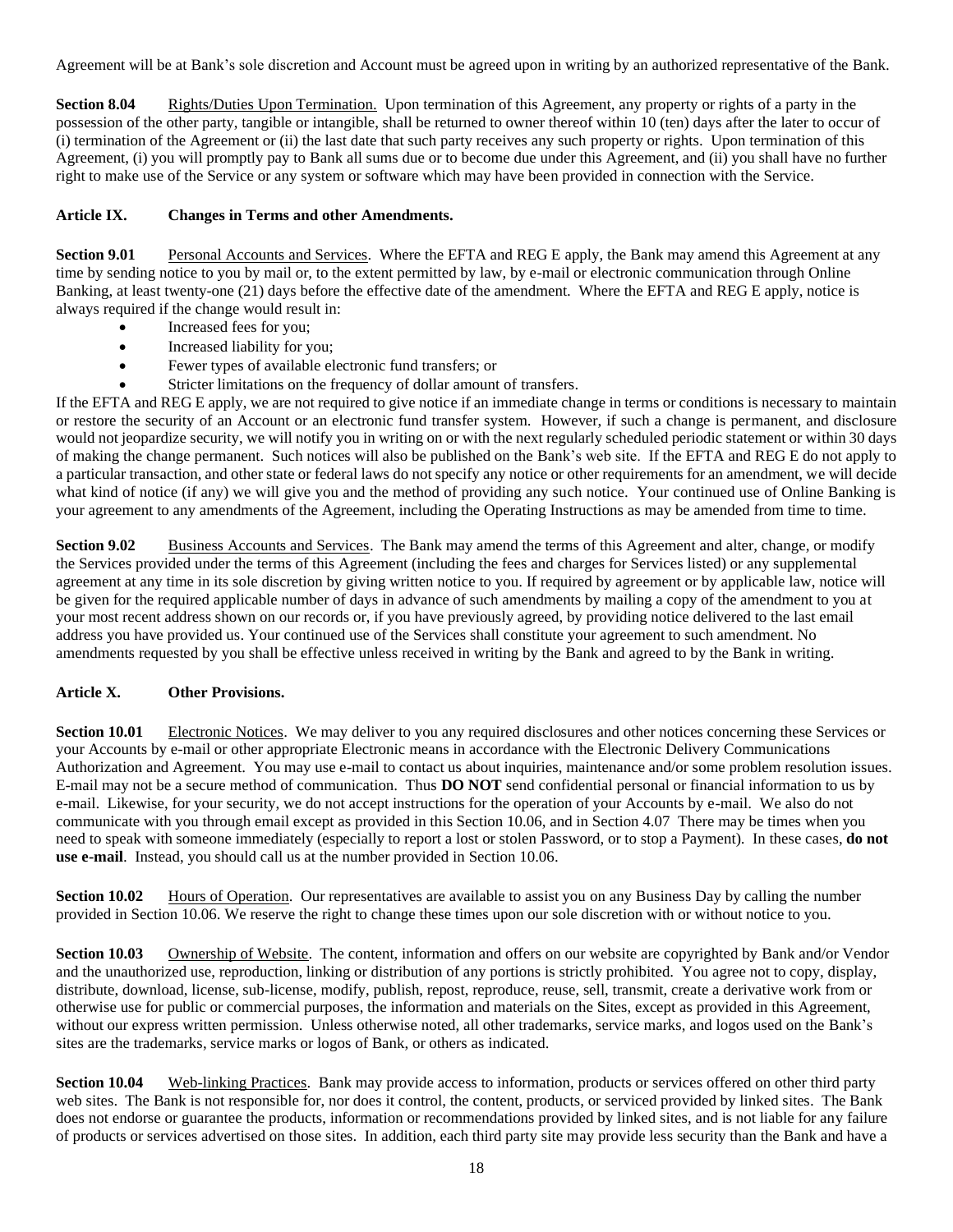Agreement will be at Bank's sole discretion and Account must be agreed upon in writing by an authorized representative of the Bank.

**Section 8.04** Rights/Duties Upon Termination. Upon termination of this Agreement, any property or rights of a party in the possession of the other party, tangible or intangible, shall be returned to owner thereof within 10 (ten) days after the later to occur of (i) termination of the Agreement or (ii) the last date that such party receives any such property or rights. Upon termination of this Agreement, (i) you will promptly pay to Bank all sums due or to become due under this Agreement, and (ii) you shall have no further right to make use of the Service or any system or software which may have been provided in connection with the Service.

### Article IX. Changes in Terms and other Amendments.

**Section 9.01** Personal Accounts and Services. Where the EFTA and REG E apply, the Bank may amend this Agreement at any time by sending notice to you by mail or, to the extent permitted by law, by e-mail or electronic communication through Online Banking, at least twenty-one (21) days before the effective date of the amendment. Where the EFTA and REG E apply, notice is always required if the change would result in:

- Increased fees for you;
- Increased liability for you;
- Fewer types of available electronic fund transfers; or
- Stricter limitations on the frequency of dollar amount of transfers.

If the EFTA and REG E apply, we are not required to give notice if an immediate change in terms or conditions is necessary to maintain or restore the security of an Account or an electronic fund transfer system. However, if such a change is permanent, and disclosure would not jeopardize security, we will notify you in writing on or with the next regularly scheduled periodic statement or within 30 days of making the change permanent. Such notices will also be published on the Bank's web site. If the EFTA and REG E do not apply to a particular transaction, and other state or federal laws do not specify any notice or other requirements for an amendment, we will decide what kind of notice (if any) we will give you and the method of providing any such notice. Your continued use of Online Banking is your agreement to any amendments of the Agreement, including the Operating Instructions as may be amended from time to time.

**Section 9.02** Business Accounts and Services. The Bank may amend the terms of this Agreement and alter, change, or modify the Services provided under the terms of this Agreement (including the fees and charges for Services listed) or any supplemental agreement at any time in its sole discretion by giving written notice to you. If required by agreement or by applicable law, notice will be given for the required applicable number of days in advance of such amendments by mailing a copy of the amendment to you at your most recent address shown on our records or, if you have previously agreed, by providing notice delivered to the last email address you have provided us. Your continued use of the Services shall constitute your agreement to such amendment. No amendments requested by you shall be effective unless received in writing by the Bank and agreed to by the Bank in writing.

### Article X. Other Provisions.

**Section 10.01** Electronic Notices. We may deliver to you any required disclosures and other notices concerning these Services or your Accounts by e-mail or other appropriate Electronic means in accordance with the Electronic Delivery Communications Authorization and Agreement. You may use e-mail to contact us about inquiries, maintenance and/or some problem resolution issues. E-mail may not be a secure method of communication. Thus **DO NOT** send confidential personal or financial information to us by e-mail. Likewise, for your security, we do not accept instructions for the operation of your Accounts by e-mail. We also do not communicate with you through email except as provided in this Section 10.06, and in Section 4.07 There may be times when you need to speak with someone immediately (especially to report a lost or stolen Password, or to stop a Payment). In these cases, **do not use e-mail**. Instead, you should call us at the number provided in Section 10.06.

**Section 10.02** Hours of Operation. Our representatives are available to assist you on any Business Day by calling the number provided in Section 10.06. We reserve the right to change these times upon our sole discretion with or without notice to you.

**Section 10.03** Ownership of Website. The content, information and offers on our website are copyrighted by Bank and/or Vendor and the unauthorized use, reproduction, linking or distribution of any portions is strictly prohibited. You agree not to copy, display, distribute, download, license, sub-license, modify, publish, repost, reproduce, reuse, sell, transmit, create a derivative work from or otherwise use for public or commercial purposes, the information and materials on the Sites, except as provided in this Agreement, without our express written permission. Unless otherwise noted, all other trademarks, service marks, and logos used on the Bank's sites are the trademarks, service marks or logos of Bank, or others as indicated.

**Section 10.04** Web-linking Practices. Bank may provide access to information, products or services offered on other third party web sites. The Bank is not responsible for, nor does it control, the content, products, or serviced provided by linked sites. The Bank does not endorse or guarantee the products, information or recommendations provided by linked sites, and is not liable for any failure of products or services advertised on those sites. In addition, each third party site may provide less security than the Bank and have a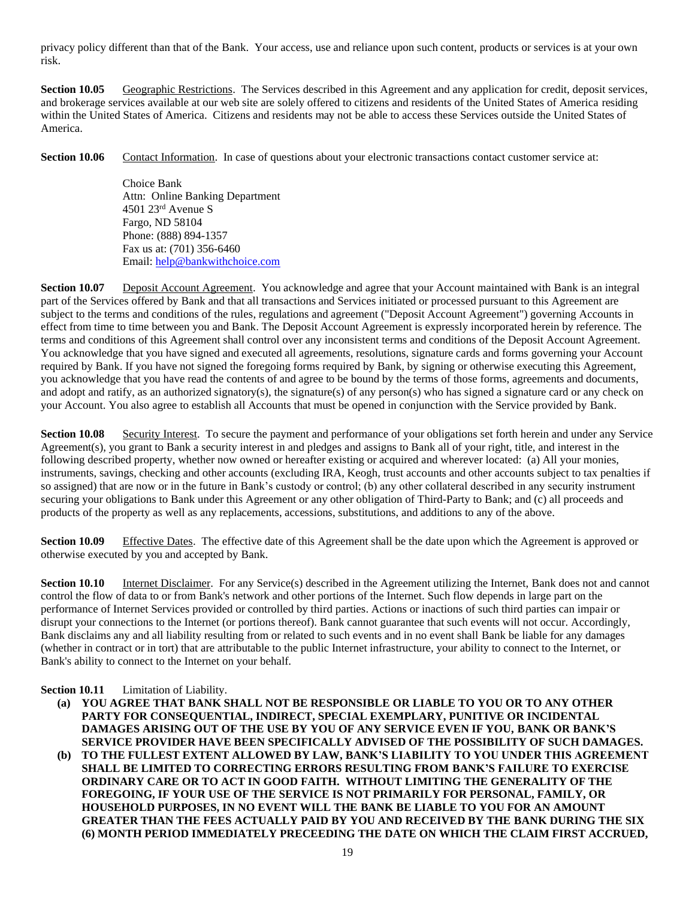privacy policy different than that of the Bank. Your access, use and reliance upon such content, products or services is at your own risk.

**Section 10.05** Geographic Restrictions. The Services described in this Agreement and any application for credit, deposit services, and brokerage services available at our web site are solely offered to citizens and residents of the United States of America residing within the United States of America. Citizens and residents may not be able to access these Services outside the United States of America.

**Section 10.06** Contact Information. In case of questions about your electronic transactions contact customer service at:

Choice Bank
Attn: Online Banking Department
4501 23rd Avenue S
Fargo, ND 58104
Phone: (888) 894-1357
Fax us at: (701) 356-6460
Email: help@bankwithchoice.com

**Section 10.07** Deposit Account Agreement. You acknowledge and agree that your Account maintained with Bank is an integral part of the Services offered by Bank and that all transactions and Services initiated or processed pursuant to this Agreement are subject to the terms and conditions of the rules, regulations and agreement ("Deposit Account Agreement") governing Accounts in effect from time to time between you and Bank. The Deposit Account Agreement is expressly incorporated herein by reference. The terms and conditions of this Agreement shall control over any inconsistent terms and conditions of the Deposit Account Agreement. You acknowledge that you have signed and executed all agreements, resolutions, signature cards and forms governing your Account required by Bank. If you have not signed the foregoing forms required by Bank, by signing or otherwise executing this Agreement, you acknowledge that you have read the contents of and agree to be bound by the terms of those forms, agreements and documents, and adopt and ratify, as an authorized signatory(s), the signature(s) of any person(s) who has signed a signature card or any check on your Account. You also agree to establish all Accounts that must be opened in conjunction with the Service provided by Bank.

**Section 10.08** Security Interest. To secure the payment and performance of your obligations set forth herein and under any Service Agreement(s), you grant to Bank a security interest in and pledges and assigns to Bank all of your right, title, and interest in the following described property, whether now owned or hereafter existing or acquired and wherever located: (a) All your monies, instruments, savings, checking and other accounts (excluding IRA, Keogh, trust accounts and other accounts subject to tax penalties if so assigned) that are now or in the future in Bank's custody or control; (b) any other collateral described in any security instrument securing your obligations to Bank under this Agreement or any other obligation of Third-Party to Bank; and (c) all proceeds and products of the property as well as any replacements, accessions, substitutions, and additions to any of the above.

**Section 10.09** Effective Dates. The effective date of this Agreement shall be the date upon which the Agreement is approved or otherwise executed by you and accepted by Bank.

**Section 10.10** Internet Disclaimer. For any Service(s) described in the Agreement utilizing the Internet, Bank does not and cannot control the flow of data to or from Bank's network and other portions of the Internet. Such flow depends in large part on the performance of Internet Services provided or controlled by third parties. Actions or inactions of such third parties can impair or disrupt your connections to the Internet (or portions thereof). Bank cannot guarantee that such events will not occur. Accordingly, Bank disclaims any and all liability resulting from or related to such events and in no event shall Bank be liable for any damages (whether in contract or in tort) that are attributable to the public Internet infrastructure, your ability to connect to the Internet, or Bank's ability to connect to the Internet on your behalf.

**Section 10.11** Limitation of Liability.

**(a) YOU AGREE THAT BANK SHALL NOT BE RESPONSIBLE OR LIABLE TO YOU OR TO ANY OTHER PARTY FOR CONSEQUENTIAL, INDIRECT, SPECIAL EXEMPLARY, PUNITIVE OR INCIDENTAL DAMAGES ARISING OUT OF THE USE BY YOU OF ANY SERVICE EVEN IF YOU, BANK OR BANK'S SERVICE PROVIDER HAVE BEEN SPECIFICALLY ADVISED OF THE POSSIBILITY OF SUCH DAMAGES.**

**(b) TO THE FULLEST EXTENT ALLOWED BY LAW, BANK'S LIABILITY TO YOU UNDER THIS AGREEMENT SHALL BE LIMITED TO CORRECTING ERRORS RESULTING FROM BANK'S FAILURE TO EXERCISE ORDINARY CARE OR TO ACT IN GOOD FAITH. WITHOUT LIMITING THE GENERALITY OF THE FOREGOING, IF YOUR USE OF THE SERVICE IS NOT PRIMARILY FOR PERSONAL, FAMILY, OR HOUSEHOLD PURPOSES, IN NO EVENT WILL THE BANK BE LIABLE TO YOU FOR AN AMOUNT GREATER THAN THE FEES ACTUALLY PAID BY YOU AND RECEIVED BY THE BANK DURING THE SIX (6) MONTH PERIOD IMMEDIATELY PRECEEDING THE DATE ON WHICH THE CLAIM FIRST ACCRUED,**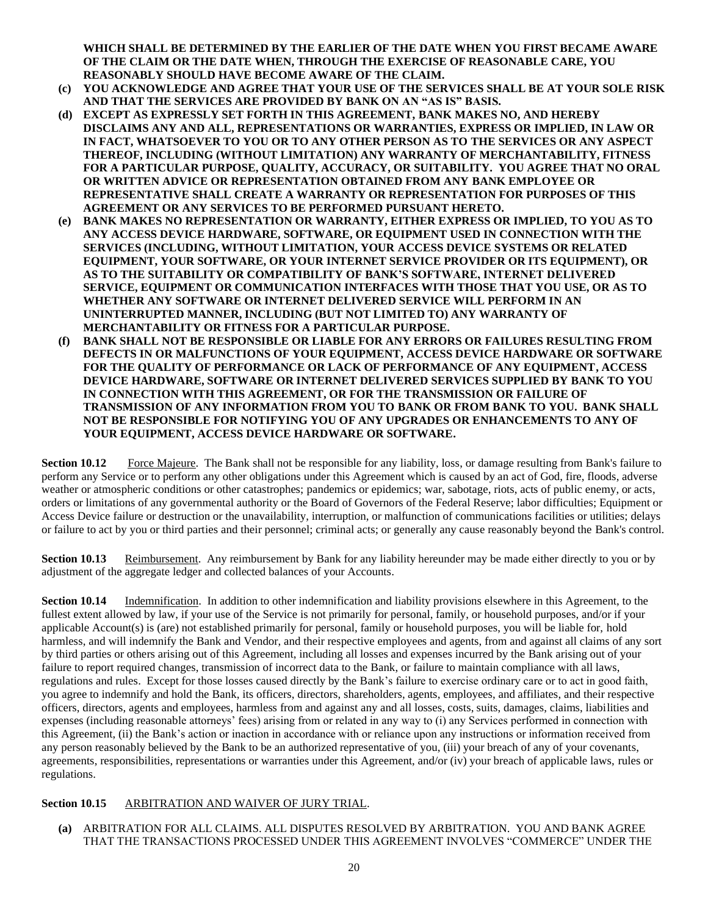**WHICH SHALL BE DETERMINED BY THE EARLIER OF THE DATE WHEN YOU FIRST BECAME AWARE OF THE CLAIM OR THE DATE WHEN, THROUGH THE EXERCISE OF REASONABLE CARE, YOU REASONABLY SHOULD HAVE BECOME AWARE OF THE CLAIM.**

**(c) YOU ACKNOWLEDGE AND AGREE THAT YOUR USE OF THE SERVICES SHALL BE AT YOUR SOLE RISK AND THAT THE SERVICES ARE PROVIDED BY BANK ON AN "AS IS" BASIS.**

**(d) EXCEPT AS EXPRESSLY SET FORTH IN THIS AGREEMENT, BANK MAKES NO, AND HEREBY DISCLAIMS ANY AND ALL, REPRESENTATIONS OR WARRANTIES, EXPRESS OR IMPLIED, IN LAW OR IN FACT, WHATSOEVER TO YOU OR TO ANY OTHER PERSON AS TO THE SERVICES OR ANY ASPECT THEREOF, INCLUDING (WITHOUT LIMITATION) ANY WARRANTY OF MERCHANTABILITY, FITNESS FOR A PARTICULAR PURPOSE, QUALITY, ACCURACY, OR SUITABILITY. YOU AGREE THAT NO ORAL OR WRITTEN ADVICE OR REPRESENTATION OBTAINED FROM ANY BANK EMPLOYEE OR REPRESENTATIVE SHALL CREATE A WARRANTY OR REPRESENTATION FOR PURPOSES OF THIS AGREEMENT OR ANY SERVICES TO BE PERFORMED PURSUANT HERETO.**

**(e) BANK MAKES NO REPRESENTATION OR WARRANTY, EITHER EXPRESS OR IMPLIED, TO YOU AS TO ANY ACCESS DEVICE HARDWARE, SOFTWARE, OR EQUIPMENT USED IN CONNECTION WITH THE SERVICES (INCLUDING, WITHOUT LIMITATION, YOUR ACCESS DEVICE SYSTEMS OR RELATED EQUIPMENT, YOUR SOFTWARE, OR YOUR INTERNET SERVICE PROVIDER OR ITS EQUIPMENT), OR AS TO THE SUITABILITY OR COMPATIBILITY OF BANK'S SOFTWARE, INTERNET DELIVERED SERVICE, EQUIPMENT OR COMMUNICATION INTERFACES WITH THOSE THAT YOU USE, OR AS TO WHETHER ANY SOFTWARE OR INTERNET DELIVERED SERVICE WILL PERFORM IN AN UNINTERRUPTED MANNER, INCLUDING (BUT NOT LIMITED TO) ANY WARRANTY OF MERCHANTABILITY OR FITNESS FOR A PARTICULAR PURPOSE.**

**(f) BANK SHALL NOT BE RESPONSIBLE OR LIABLE FOR ANY ERRORS OR FAILURES RESULTING FROM DEFECTS IN OR MALFUNCTIONS OF YOUR EQUIPMENT, ACCESS DEVICE HARDWARE OR SOFTWARE FOR THE QUALITY OF PERFORMANCE OR LACK OF PERFORMANCE OF ANY EQUIPMENT, ACCESS DEVICE HARDWARE, SOFTWARE OR INTERNET DELIVERED SERVICES SUPPLIED BY BANK TO YOU IN CONNECTION WITH THIS AGREEMENT, OR FOR THE TRANSMISSION OR FAILURE OF TRANSMISSION OF ANY INFORMATION FROM YOU TO BANK OR FROM BANK TO YOU. BANK SHALL NOT BE RESPONSIBLE FOR NOTIFYING YOU OF ANY UPGRADES OR ENHANCEMENTS TO ANY OF YOUR EQUIPMENT, ACCESS DEVICE HARDWARE OR SOFTWARE.**

**Section 10.12** Force Majeure. The Bank shall not be responsible for any liability, loss, or damage resulting from Bank's failure to perform any Service or to perform any other obligations under this Agreement which is caused by an act of God, fire, floods, adverse weather or atmospheric conditions or other catastrophes; pandemics or epidemics; war, sabotage, riots, acts of public enemy, or acts, orders or limitations of any governmental authority or the Board of Governors of the Federal Reserve; labor difficulties; Equipment or Access Device failure or destruction or the unavailability, interruption, or malfunction of communications facilities or utilities; delays or failure to act by you or third parties and their personnel; criminal acts; or generally any cause reasonably beyond the Bank's control.

**Section 10.13** Reimbursement. Any reimbursement by Bank for any liability hereunder may be made either directly to you or by adjustment of the aggregate ledger and collected balances of your Accounts.

**Section 10.14** Indemnification. In addition to other indemnification and liability provisions elsewhere in this Agreement, to the fullest extent allowed by law, if your use of the Service is not primarily for personal, family, or household purposes, and/or if your applicable Account(s) is (are) not established primarily for personal, family or household purposes, you will be liable for, hold harmless, and will indemnify the Bank and Vendor, and their respective employees and agents, from and against all claims of any sort by third parties or others arising out of this Agreement, including all losses and expenses incurred by the Bank arising out of your failure to report required changes, transmission of incorrect data to the Bank, or failure to maintain compliance with all laws, regulations and rules. Except for those losses caused directly by the Bank's failure to exercise ordinary care or to act in good faith, you agree to indemnify and hold the Bank, its officers, directors, shareholders, agents, employees, and affiliates, and their respective officers, directors, agents and employees, harmless from and against any and all losses, costs, suits, damages, claims, liabilities and expenses (including reasonable attorneys' fees) arising from or related in any way to (i) any Services performed in connection with this Agreement, (ii) the Bank's action or inaction in accordance with or reliance upon any instructions or information received from any person reasonably believed by the Bank to be an authorized representative of you, (iii) your breach of any of your covenants, agreements, responsibilities, representations or warranties under this Agreement, and/or (iv) your breach of applicable laws, rules or regulations.

**Section 10.15** ARBITRATION AND WAIVER OF JURY TRIAL.

**(a)** ARBITRATION FOR ALL CLAIMS. ALL DISPUTES RESOLVED BY ARBITRATION. YOU AND BANK AGREE THAT THE TRANSACTIONS PROCESSED UNDER THIS AGREEMENT INVOLVES "COMMERCE" UNDER THE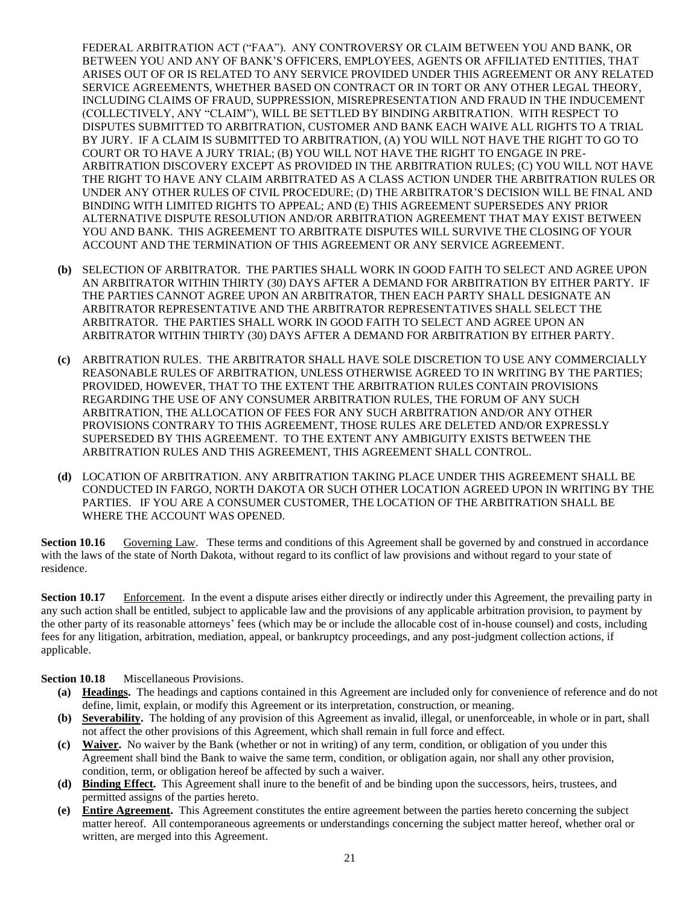FEDERAL ARBITRATION ACT ("FAA"). ANY CONTROVERSY OR CLAIM BETWEEN YOU AND BANK, OR BETWEEN YOU AND ANY OF BANK'S OFFICERS, EMPLOYEES, AGENTS OR AFFILIATED ENTITIES, THAT ARISES OUT OF OR IS RELATED TO ANY SERVICE PROVIDED UNDER THIS AGREEMENT OR ANY RELATED SERVICE AGREEMENTS, WHETHER BASED ON CONTRACT OR IN TORT OR ANY OTHER LEGAL THEORY, INCLUDING CLAIMS OF FRAUD, SUPPRESSION, MISREPRESENTATION AND FRAUD IN THE INDUCEMENT (COLLECTIVELY, ANY "CLAIM"), WILL BE SETTLED BY BINDING ARBITRATION. WITH RESPECT TO DISPUTES SUBMITTED TO ARBITRATION, CUSTOMER AND BANK EACH WAIVE ALL RIGHTS TO A TRIAL BY JURY. IF A CLAIM IS SUBMITTED TO ARBITRATION, (A) YOU WILL NOT HAVE THE RIGHT TO GO TO COURT OR TO HAVE A JURY TRIAL; (B) YOU WILL NOT HAVE THE RIGHT TO ENGAGE IN PRE-ARBITRATION DISCOVERY EXCEPT AS PROVIDED IN THE ARBITRATION RULES; (C) YOU WILL NOT HAVE THE RIGHT TO HAVE ANY CLAIM ARBITRATED AS A CLASS ACTION UNDER THE ARBITRATION RULES OR UNDER ANY OTHER RULES OF CIVIL PROCEDURE; (D) THE ARBITRATOR'S DECISION WILL BE FINAL AND BINDING WITH LIMITED RIGHTS TO APPEAL; AND (E) THIS AGREEMENT SUPERSEDES ANY PRIOR ALTERNATIVE DISPUTE RESOLUTION AND/OR ARBITRATION AGREEMENT THAT MAY EXIST BETWEEN YOU AND BANK. THIS AGREEMENT TO ARBITRATE DISPUTES WILL SURVIVE THE CLOSING OF YOUR ACCOUNT AND THE TERMINATION OF THIS AGREEMENT OR ANY SERVICE AGREEMENT.

**(b)** SELECTION OF ARBITRATOR. THE PARTIES SHALL WORK IN GOOD FAITH TO SELECT AND AGREE UPON AN ARBITRATOR WITHIN THIRTY (30) DAYS AFTER A DEMAND FOR ARBITRATION BY EITHER PARTY. IF THE PARTIES CANNOT AGREE UPON AN ARBITRATOR, THEN EACH PARTY SHALL DESIGNATE AN ARBITRATOR REPRESENTATIVE AND THE ARBITRATOR REPRESENTATIVES SHALL SELECT THE ARBITRATOR. THE PARTIES SHALL WORK IN GOOD FAITH TO SELECT AND AGREE UPON AN ARBITRATOR WITHIN THIRTY (30) DAYS AFTER A DEMAND FOR ARBITRATION BY EITHER PARTY.

**(c)** ARBITRATION RULES. THE ARBITRATOR SHALL HAVE SOLE DISCRETION TO USE ANY COMMERCIALLY REASONABLE RULES OF ARBITRATION, UNLESS OTHERWISE AGREED TO IN WRITING BY THE PARTIES; PROVIDED, HOWEVER, THAT TO THE EXTENT THE ARBITRATION RULES CONTAIN PROVISIONS REGARDING THE USE OF ANY CONSUMER ARBITRATION RULES, THE FORUM OF ANY SUCH ARBITRATION, THE ALLOCATION OF FEES FOR ANY SUCH ARBITRATION AND/OR ANY OTHER PROVISIONS CONTRARY TO THIS AGREEMENT, THOSE RULES ARE DELETED AND/OR EXPRESSLY SUPERSEDED BY THIS AGREEMENT. TO THE EXTENT ANY AMBIGUITY EXISTS BETWEEN THE ARBITRATION RULES AND THIS AGREEMENT, THIS AGREEMENT SHALL CONTROL.

**(d)** LOCATION OF ARBITRATION. ANY ARBITRATION TAKING PLACE UNDER THIS AGREEMENT SHALL BE CONDUCTED IN FARGO, NORTH DAKOTA OR SUCH OTHER LOCATION AGREED UPON IN WRITING BY THE PARTIES. IF YOU ARE A CONSUMER CUSTOMER, THE LOCATION OF THE ARBITRATION SHALL BE WHERE THE ACCOUNT WAS OPENED.

**Section 10.16** Governing Law. These terms and conditions of this Agreement shall be governed by and construed in accordance with the laws of the state of North Dakota, without regard to its conflict of law provisions and without regard to your state of residence.

**Section 10.17** Enforcement. In the event a dispute arises either directly or indirectly under this Agreement, the prevailing party in any such action shall be entitled, subject to applicable law and the provisions of any applicable arbitration provision, to payment by the other party of its reasonable attorneys' fees (which may be or include the allocable cost of in-house counsel) and costs, including fees for any litigation, arbitration, mediation, appeal, or bankruptcy proceedings, and any post-judgment collection actions, if applicable.

**Section 10.18** Miscellaneous Provisions.

**(a)** **Headings.** The headings and captions contained in this Agreement are included only for convenience of reference and do not define, limit, explain, or modify this Agreement or its interpretation, construction, or meaning.

**(b)** **Severability.** The holding of any provision of this Agreement as invalid, illegal, or unenforceable, in whole or in part, shall not affect the other provisions of this Agreement, which shall remain in full force and effect.

**(c)** **Waiver.** No waiver by the Bank (whether or not in writing) of any term, condition, or obligation of you under this Agreement shall bind the Bank to waive the same term, condition, or obligation again, nor shall any other provision, condition, term, or obligation hereof be affected by such a waiver.

**(d)** **Binding Effect.** This Agreement shall inure to the benefit of and be binding upon the successors, heirs, trustees, and permitted assigns of the parties hereto.

**(e)** **Entire Agreement.** This Agreement constitutes the entire agreement between the parties hereto concerning the subject matter hereof. All contemporaneous agreements or understandings concerning the subject matter hereof, whether oral or written, are merged into this Agreement.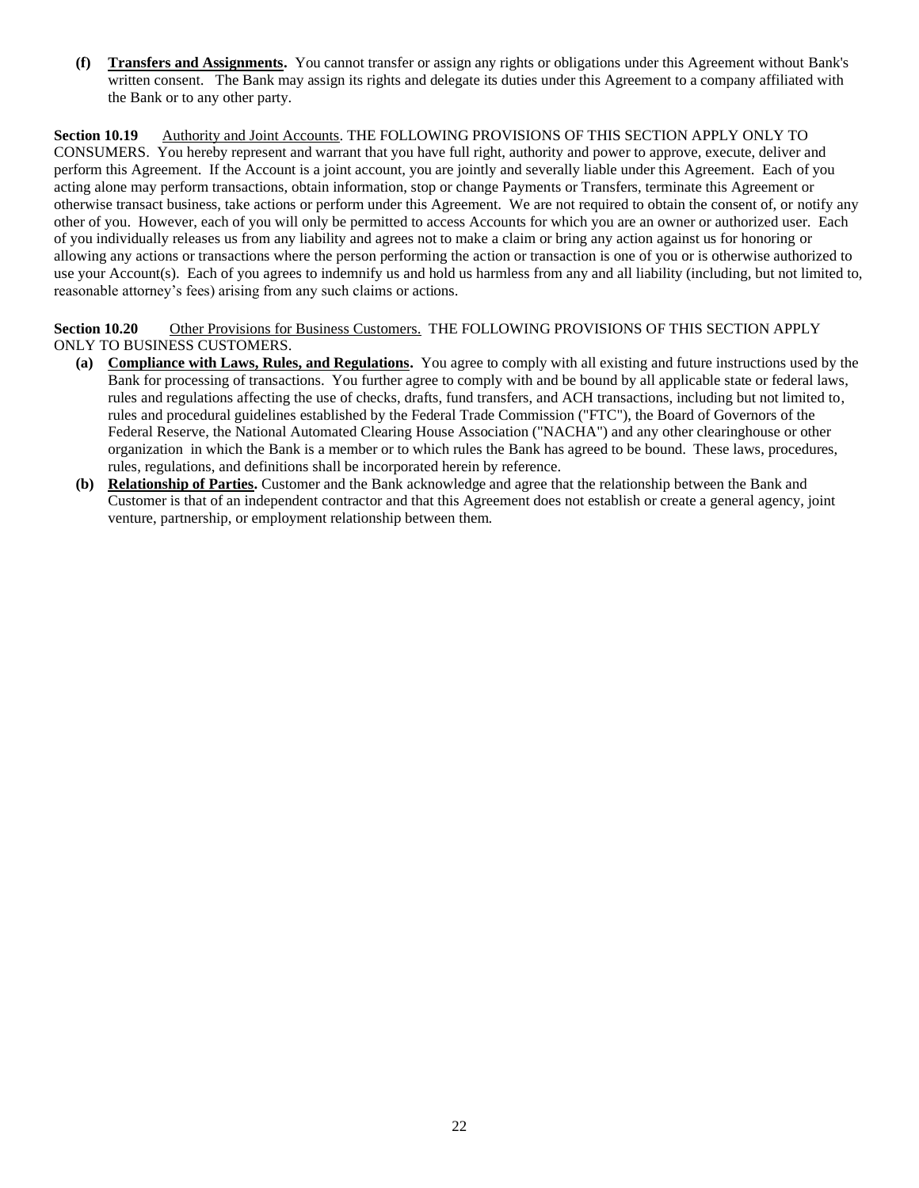**(f) Transfers and Assignments.** You cannot transfer or assign any rights or obligations under this Agreement without Bank's written consent. The Bank may assign its rights and delegate its duties under this Agreement to a company affiliated with the Bank or to any other party.

**Section 10.19** Authority and Joint Accounts. THE FOLLOWING PROVISIONS OF THIS SECTION APPLY ONLY TO CONSUMERS. You hereby represent and warrant that you have full right, authority and power to approve, execute, deliver and perform this Agreement. If the Account is a joint account, you are jointly and severally liable under this Agreement. Each of you acting alone may perform transactions, obtain information, stop or change Payments or Transfers, terminate this Agreement or otherwise transact business, take actions or perform under this Agreement. We are not required to obtain the consent of, or notify any other of you. However, each of you will only be permitted to access Accounts for which you are an owner or authorized user. Each of you individually releases us from any liability and agrees not to make a claim or bring any action against us for honoring or allowing any actions or transactions where the person performing the action or transaction is one of you or is otherwise authorized to use your Account(s). Each of you agrees to indemnify us and hold us harmless from any and all liability (including, but not limited to, reasonable attorney's fees) arising from any such claims or actions.

**Section 10.20** Other Provisions for Business Customers. THE FOLLOWING PROVISIONS OF THIS SECTION APPLY ONLY TO BUSINESS CUSTOMERS.

**(a) Compliance with Laws, Rules, and Regulations.** You agree to comply with all existing and future instructions used by the Bank for processing of transactions. You further agree to comply with and be bound by all applicable state or federal laws, rules and regulations affecting the use of checks, drafts, fund transfers, and ACH transactions, including but not limited to, rules and procedural guidelines established by the Federal Trade Commission ("FTC"), the Board of Governors of the Federal Reserve, the National Automated Clearing House Association ("NACHA") and any other clearinghouse or other organization in which the Bank is a member or to which rules the Bank has agreed to be bound. These laws, procedures, rules, regulations, and definitions shall be incorporated herein by reference.

**(b) Relationship of Parties.** Customer and the Bank acknowledge and agree that the relationship between the Bank and Customer is that of an independent contractor and that this Agreement does not establish or create a general agency, joint venture, partnership, or employment relationship between them.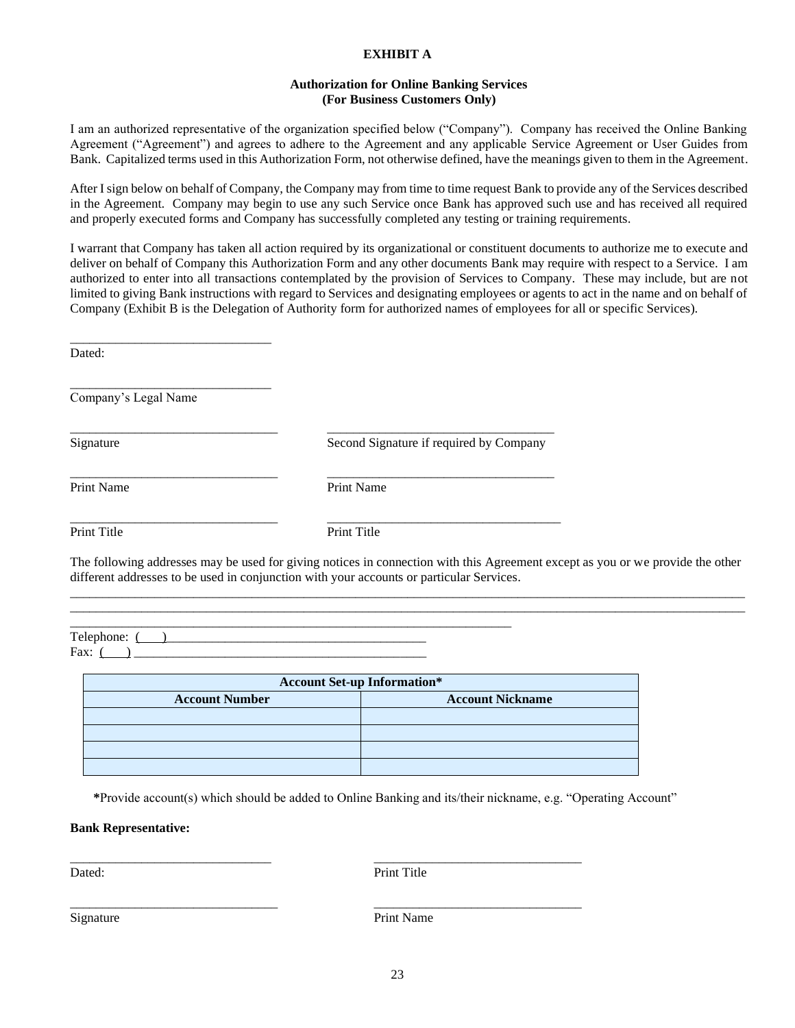**EXHIBIT A**

**Authorization for Online Banking Services**
**(For Business Customers Only)**

I am an authorized representative of the organization specified below ("Company"). Company has received the Online Banking Agreement ("Agreement") and agrees to adhere to the Agreement and any applicable Service Agreement or User Guides from Bank. Capitalized terms used in this Authorization Form, not otherwise defined, have the meanings given to them in the Agreement.

After I sign below on behalf of Company, the Company may from time to time request Bank to provide any of the Services described in the Agreement. Company may begin to use any such Service once Bank has approved such use and has received all required and properly executed forms and Company has successfully completed any testing or training requirements.

I warrant that Company has taken all action required by its organizational or constituent documents to authorize me to execute and deliver on behalf of Company this Authorization Form and any other documents Bank may require with respect to a Service. I am authorized to enter into all transactions contemplated by the provision of Services to Company. These may include, but are not limited to giving Bank instructions with regard to Services and designating employees or agents to act in the name and on behalf of Company (Exhibit B is the Delegation of Authority form for authorized names of employees for all or specific Services).

______________________________
Dated:

______________________________
Company's Legal Name

______________________________ ______________________________
Signature Second Signature if required by Company

______________________________ ______________________________
Print Name Print Name

______________________________ ______________________________
Print Title Print Title

The following addresses may be used for giving notices in connection with this Agreement except as you or we provide the other different addresses to be used in conjunction with your accounts or particular Services.

______________________________________________________________________________________________
______________________________________________________________________________________________
____________________________________________________________________

Telephone: (___)________________________________________
Fax: (___) ____________________________________________

| Account Set-up Information* | |
|---|---|
| **Account Number** | **Account Nickname** |
| | |
| | |
| | |
| | |

**\***Provide account(s) which should be added to Online Banking and its/their nickname, e.g. "Operating Account"

**Bank Representative:**

______________________________ ______________________________
Dated: Print Title

______________________________ ______________________________
Signature Print Name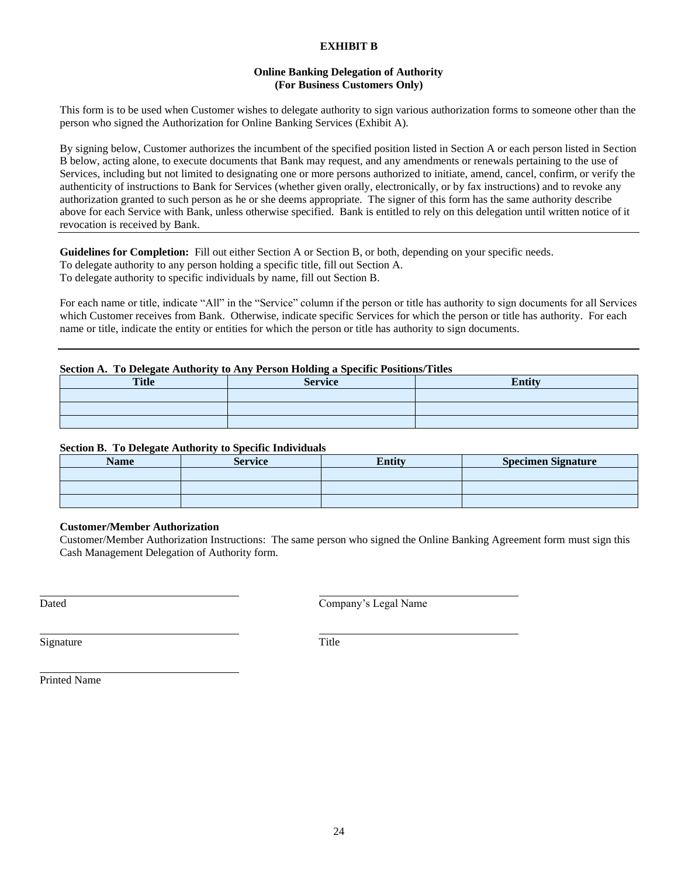**EXHIBIT B**

**Online Banking Delegation of Authority**
**(For Business Customers Only)**

This form is to be used when Customer wishes to delegate authority to sign various authorization forms to someone other than the person who signed the Authorization for Online Banking Services (Exhibit A).

By signing below, Customer authorizes the incumbent of the specified position listed in Section A or each person listed in Section B below, acting alone, to execute documents that Bank may request, and any amendments or renewals pertaining to the use of Services, including but not limited to designating one or more persons authorized to initiate, amend, cancel, confirm, or verify the authenticity of instructions to Bank for Services (whether given orally, electronically, or by fax instructions) and to revoke any authorization granted to such person as he or she deems appropriate. The signer of this form has the same authority describe above for each Service with Bank, unless otherwise specified. Bank is entitled to rely on this delegation until written notice of it revocation is received by Bank.

---

**Guidelines for Completion:** Fill out either Section A or Section B, or both, depending on your specific needs.
To delegate authority to any person holding a specific title, fill out Section A.
To delegate authority to specific individuals by name, fill out Section B.

For each name or title, indicate "All" in the "Service" column if the person or title has authority to sign documents for all Services which Customer receives from Bank. Otherwise, indicate specific Services for which the person or title has authority. For each name or title, indicate the entity or entities for which the person or title has authority to sign documents.

---

**Section A. To Delegate Authority to Any Person Holding a Specific Positions/Titles**

| Title | Service | Entity |
|---|---|---|
| | | |
| | | |
| | | |

**Section B. To Delegate Authority to Specific Individuals**

| Name | Service | Entity | Specimen Signature |
|---|---|---|---|
| | | | |
| | | | |
| | | | |

**Customer/Member Authorization**

Customer/Member Authorization Instructions: The same person who signed the Online Banking Agreement form must sign this Cash Management Delegation of Authority form.

\_\_\_\_\_\_\_\_\_\_\_\_\_\_\_\_\_\_\_\_\_\_\_\_\_\_\_\_\_\_\_\_\_\_\_\_
Dated

\_\_\_\_\_\_\_\_\_\_\_\_\_\_\_\_\_\_\_\_\_\_\_\_\_\_\_\_\_\_\_\_\_\_\_\_
Company's Legal Name

\_\_\_\_\_\_\_\_\_\_\_\_\_\_\_\_\_\_\_\_\_\_\_\_\_\_\_\_\_\_\_\_\_\_\_\_
Signature

\_\_\_\_\_\_\_\_\_\_\_\_\_\_\_\_\_\_\_\_\_\_\_\_\_\_\_\_\_\_\_\_\_\_\_\_
Title

\_\_\_\_\_\_\_\_\_\_\_\_\_\_\_\_\_\_\_\_\_\_\_\_\_\_\_\_\_\_\_\_\_\_\_\_
Printed Name